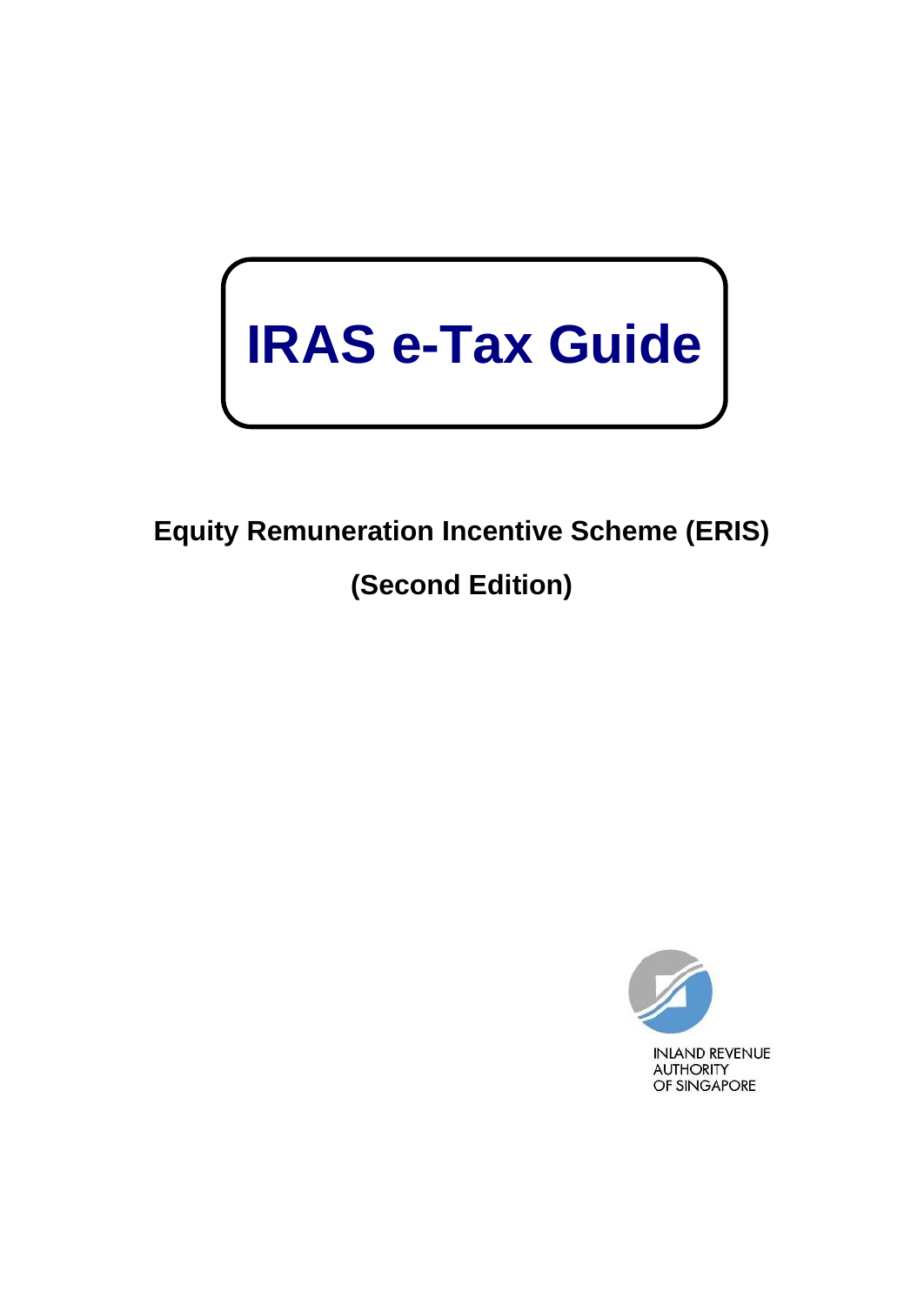# IRAS e-Tax Guide

## Equity Remuneration Incentive Scheme (ERIS)

## (Second Edition)

INLAND REVENUE AUTHORITY OF SINGAPORE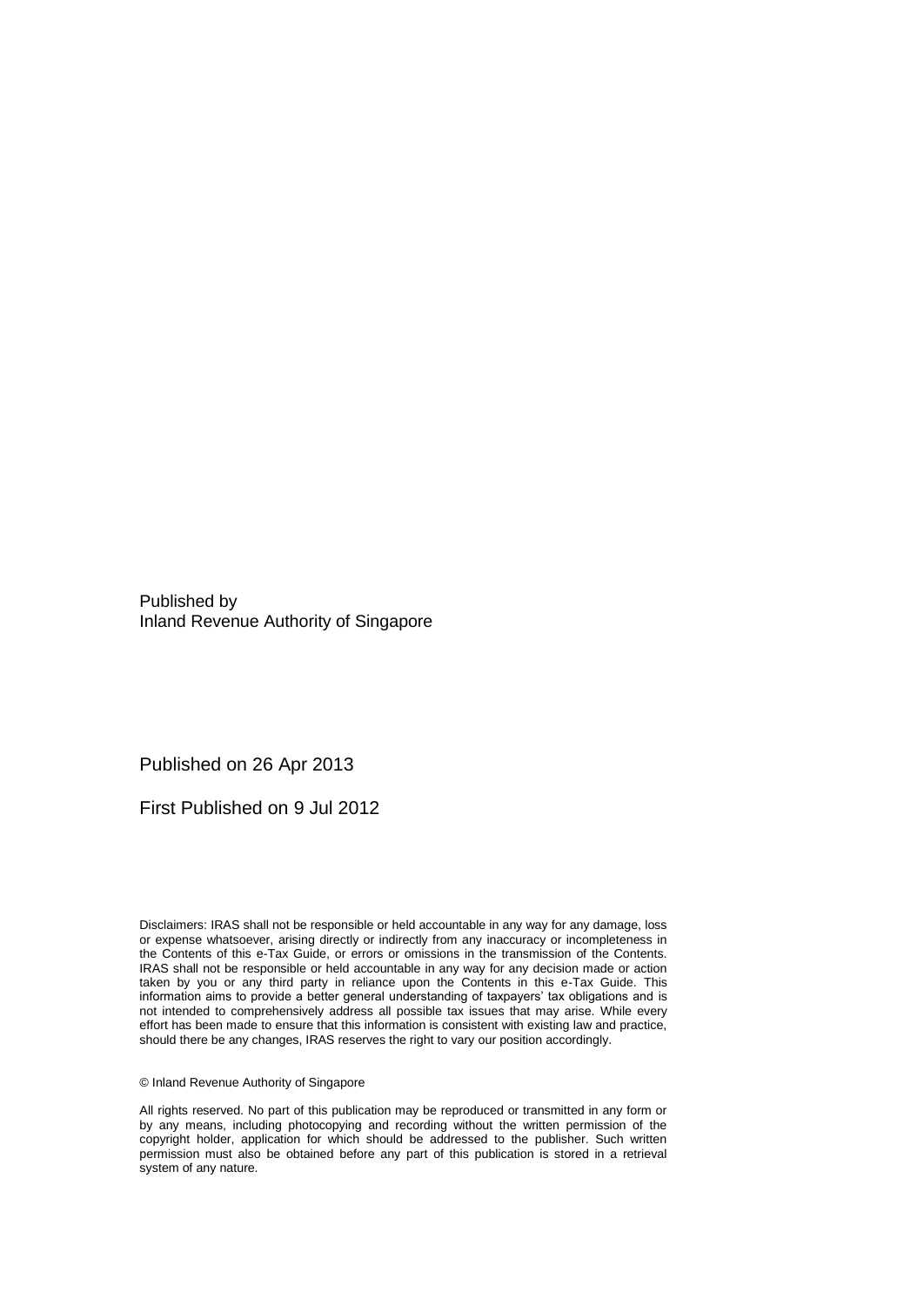Published by
Inland Revenue Authority of Singapore

Published on 26 Apr 2013

First Published on 9 Jul 2012

Disclaimers: IRAS shall not be responsible or held accountable in any way for any damage, loss or expense whatsoever, arising directly or indirectly from any inaccuracy or incompleteness in the Contents of this e-Tax Guide, or errors or omissions in the transmission of the Contents. IRAS shall not be responsible or held accountable in any way for any decision made or action taken by you or any third party in reliance upon the Contents in this e-Tax Guide. This information aims to provide a better general understanding of taxpayers' tax obligations and is not intended to comprehensively address all possible tax issues that may arise. While every effort has been made to ensure that this information is consistent with existing law and practice, should there be any changes, IRAS reserves the right to vary our position accordingly.

© Inland Revenue Authority of Singapore

All rights reserved. No part of this publication may be reproduced or transmitted in any form or by any means, including photocopying and recording without the written permission of the copyright holder, application for which should be addressed to the publisher. Such written permission must also be obtained before any part of this publication is stored in a retrieval system of any nature.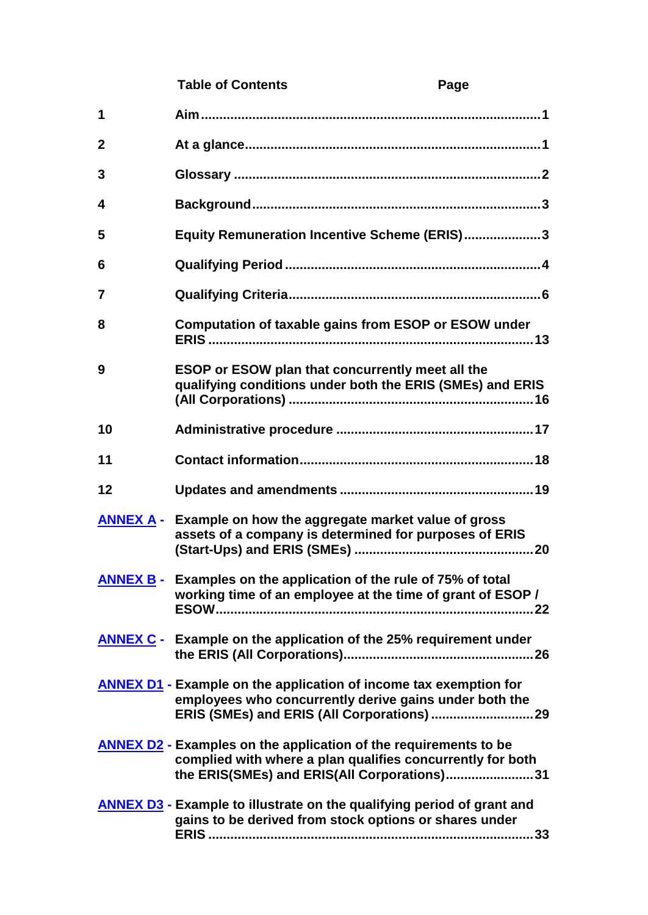| | **Table of Contents** | **Page** |
|---|---|---|
| **1** | **Aim** | **1** |
| **2** | **At a glance** | **1** |
| **3** | **Glossary** | **2** |
| **4** | **Background** | **3** |
| **5** | **Equity Remuneration Incentive Scheme (ERIS)** | **3** |
| **6** | **Qualifying Period** | **4** |
| **7** | **Qualifying Criteria** | **6** |
| **8** | **Computation of taxable gains from ESOP or ESOW under ERIS** | **13** |
| **9** | **ESOP or ESOW plan that concurrently meet all the qualifying conditions under both the ERIS (SMEs) and ERIS (All Corporations)** | **16** |
| **10** | **Administrative procedure** | **17** |
| **11** | **Contact information** | **18** |
| **12** | **Updates and amendments** | **19** |
| **ANNEX A -** | **Example on how the aggregate market value of gross assets of a company is determined for purposes of ERIS (Start-Ups) and ERIS (SMEs)** | **20** |
| **ANNEX B -** | **Examples on the application of the rule of 75% of total working time of an employee at the time of grant of ESOP / ESOW** | **22** |
| **ANNEX C -** | **Example on the application of the 25% requirement under the ERIS (All Corporations)** | **26** |
| **ANNEX D1 -** | **Example on the application of income tax exemption for employees who concurrently derive gains under both the ERIS (SMEs) and ERIS (All Corporations)** | **29** |
| **ANNEX D2 -** | **Examples on the application of the requirements to be complied with where a plan qualifies concurrently for both the ERIS(SMEs) and ERIS(All Corporations)** | **31** |
| **ANNEX D3 -** | **Example to illustrate on the qualifying period of grant and gains to be derived from stock options or shares under ERIS** | **33** |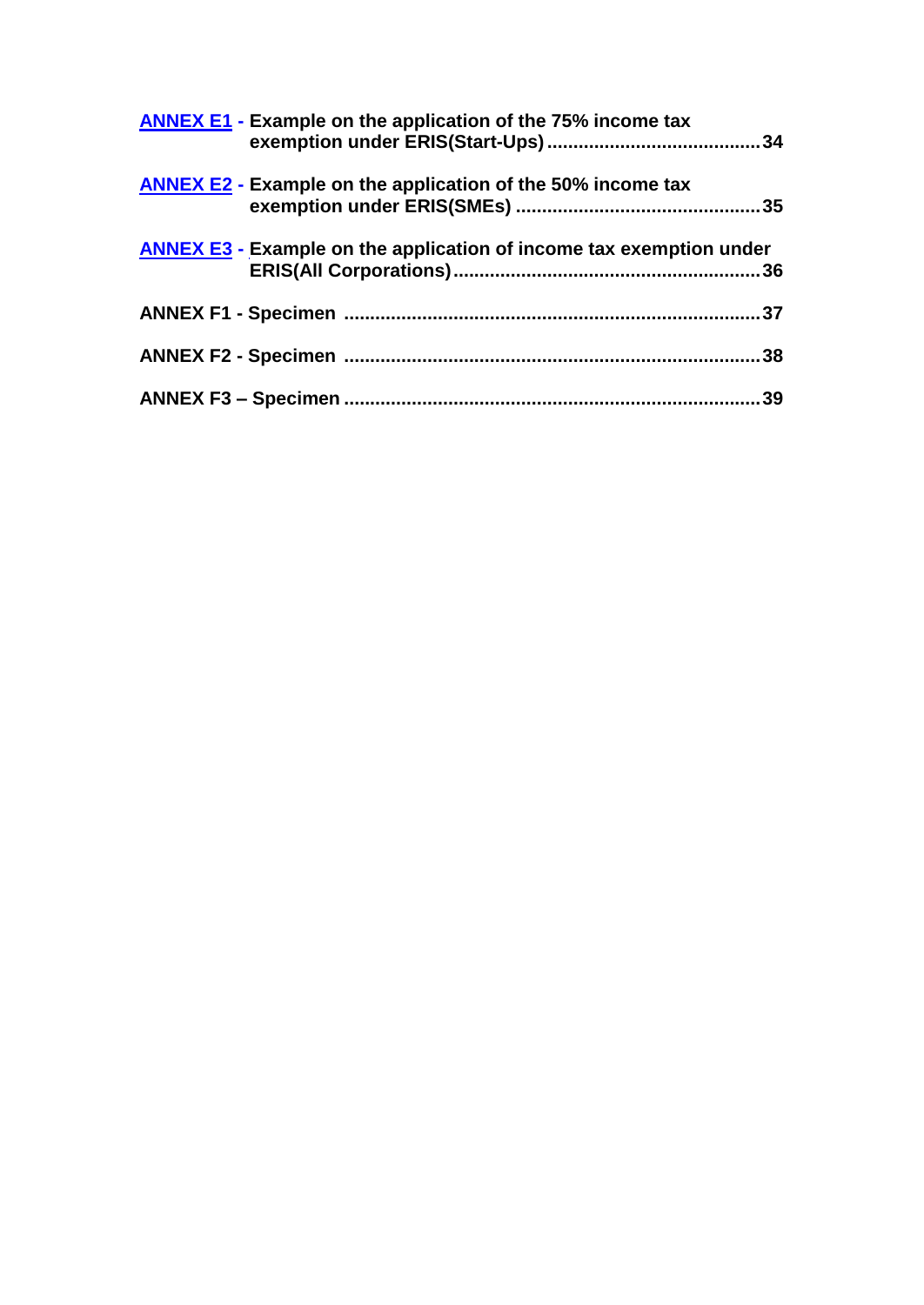**ANNEX E1 - Example on the application of the 75% income tax exemption under ERIS(Start-Ups) .......................................... 34**

**ANNEX E2 - Example on the application of the 50% income tax exemption under ERIS(SMEs) ............................................... 35**

**ANNEX E3 - Example on the application of income tax exemption under ERIS(All Corporations) ........................................................... 36**

**ANNEX F1 - Specimen ............................................................................... 37**

**ANNEX F2 - Specimen ............................................................................... 38**

**ANNEX F3 – Specimen ............................................................................... 39**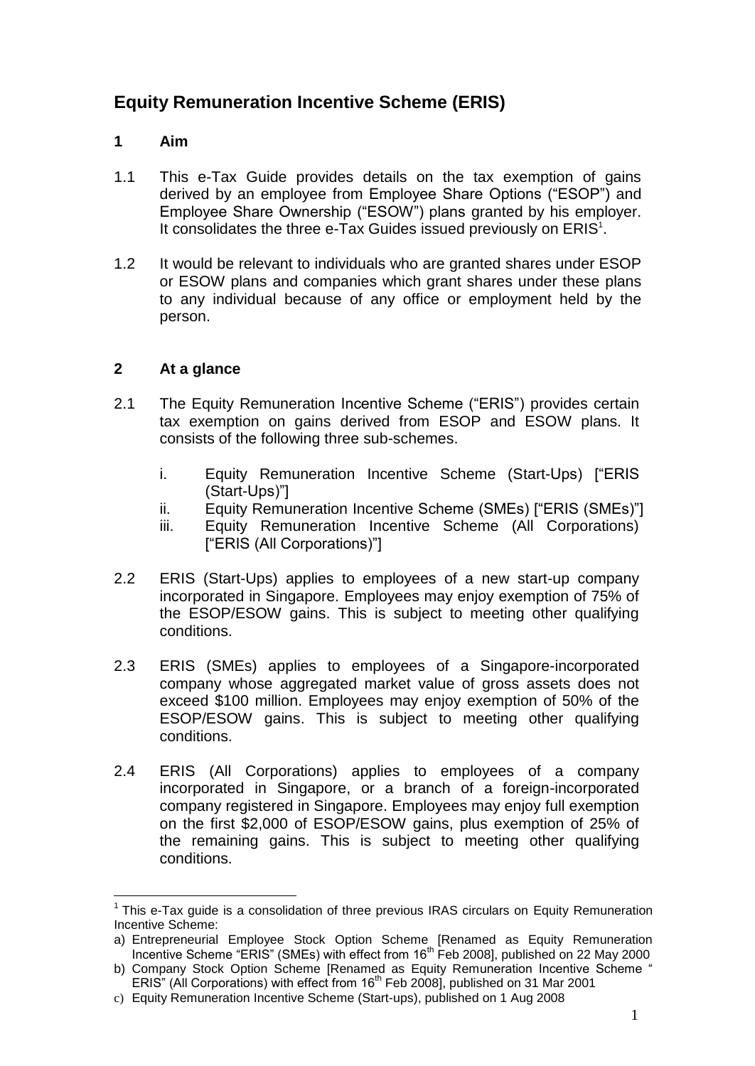# Equity Remuneration Incentive Scheme (ERIS)

## 1 Aim

1.1 This e-Tax Guide provides details on the tax exemption of gains derived by an employee from Employee Share Options ("ESOP") and Employee Share Ownership ("ESOW") plans granted by his employer. It consolidates the three e-Tax Guides issued previously on ERIS[1].

1.2 It would be relevant to individuals who are granted shares under ESOP or ESOW plans and companies which grant shares under these plans to any individual because of any office or employment held by the person.

## 2 At a glance

2.1 The Equity Remuneration Incentive Scheme ("ERIS") provides certain tax exemption on gains derived from ESOP and ESOW plans. It consists of the following three sub-schemes.

i. Equity Remuneration Incentive Scheme (Start-Ups) ["ERIS (Start-Ups)"]
ii. Equity Remuneration Incentive Scheme (SMEs) ["ERIS (SMEs)"]
iii. Equity Remuneration Incentive Scheme (All Corporations) ["ERIS (All Corporations)"]

2.2 ERIS (Start-Ups) applies to employees of a new start-up company incorporated in Singapore. Employees may enjoy exemption of 75% of the ESOP/ESOW gains. This is subject to meeting other qualifying conditions.

2.3 ERIS (SMEs) applies to employees of a Singapore-incorporated company whose aggregated market value of gross assets does not exceed $100 million. Employees may enjoy exemption of 50% of the ESOP/ESOW gains. This is subject to meeting other qualifying conditions.

2.4 ERIS (All Corporations) applies to employees of a company incorporated in Singapore, or a branch of a foreign-incorporated company registered in Singapore. Employees may enjoy full exemption on the first $2,000 of ESOP/ESOW gains, plus exemption of 25% of the remaining gains. This is subject to meeting other qualifying conditions.

---

[1] This e-Tax guide is a consolidation of three previous IRAS circulars on Equity Remuneration Incentive Scheme:

a) Entrepreneurial Employee Stock Option Scheme [Renamed as Equity Remuneration Incentive Scheme "ERIS" (SMEs) with effect from 16th Feb 2008], published on 22 May 2000
b) Company Stock Option Scheme [Renamed as Equity Remuneration Incentive Scheme " ERIS" (All Corporations) with effect from 16th Feb 2008], published on 31 Mar 2001
c) Equity Remuneration Incentive Scheme (Start-ups), published on 1 Aug 2008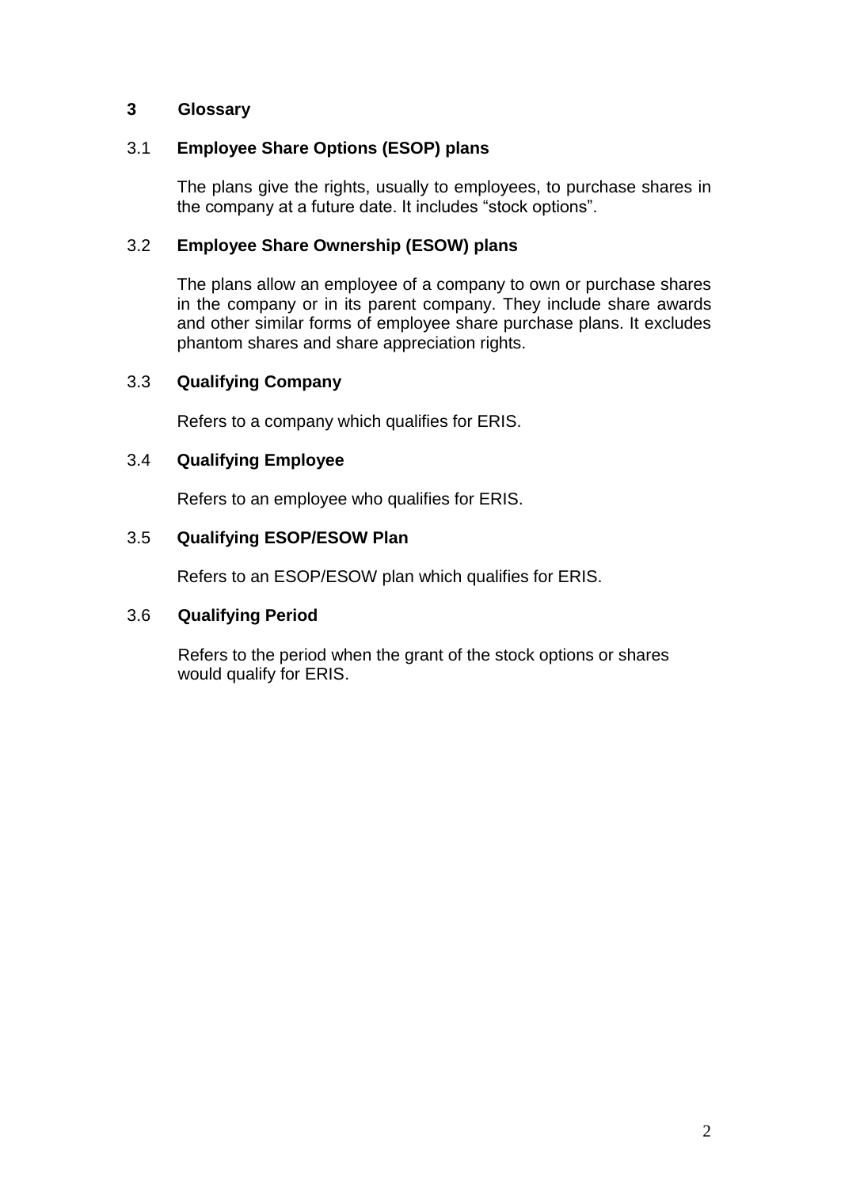## 3 Glossary

### 3.1 Employee Share Options (ESOP) plans

The plans give the rights, usually to employees, to purchase shares in the company at a future date. It includes "stock options".

### 3.2 Employee Share Ownership (ESOW) plans

The plans allow an employee of a company to own or purchase shares in the company or in its parent company. They include share awards and other similar forms of employee share purchase plans. It excludes phantom shares and share appreciation rights.

### 3.3 Qualifying Company

Refers to a company which qualifies for ERIS.

### 3.4 Qualifying Employee

Refers to an employee who qualifies for ERIS.

### 3.5 Qualifying ESOP/ESOW Plan

Refers to an ESOP/ESOW plan which qualifies for ERIS.

### 3.6 Qualifying Period

Refers to the period when the grant of the stock options or shares would qualify for ERIS.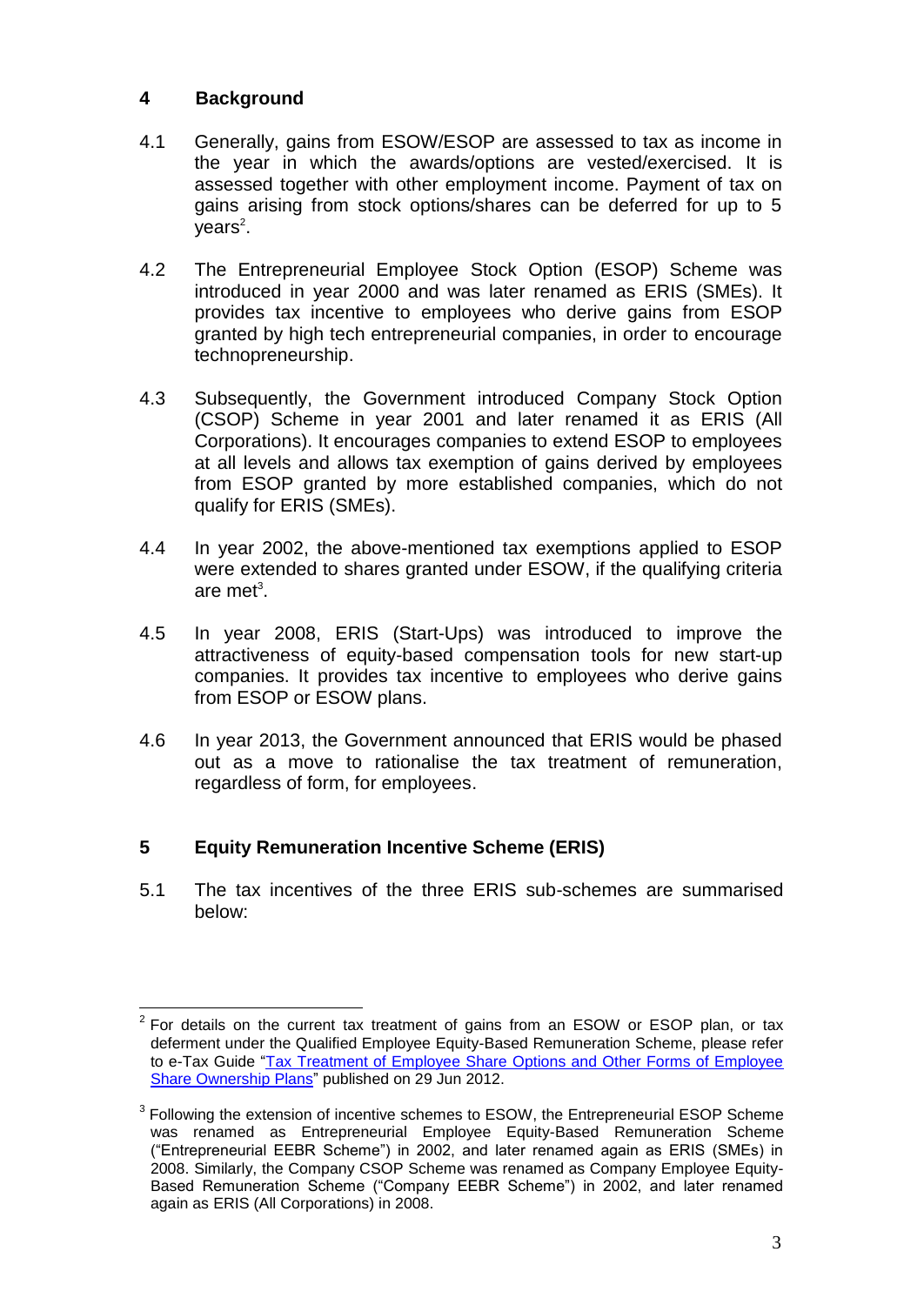## 4 Background

4.1 Generally, gains from ESOW/ESOP are assessed to tax as income in the year in which the awards/options are vested/exercised. It is assessed together with other employment income. Payment of tax on gains arising from stock options/shares can be deferred for up to 5 years[2].

4.2 The Entrepreneurial Employee Stock Option (ESOP) Scheme was introduced in year 2000 and was later renamed as ERIS (SMEs). It provides tax incentive to employees who derive gains from ESOP granted by high tech entrepreneurial companies, in order to encourage technopreneurship.

4.3 Subsequently, the Government introduced Company Stock Option (CSOP) Scheme in year 2001 and later renamed it as ERIS (All Corporations). It encourages companies to extend ESOP to employees at all levels and allows tax exemption of gains derived by employees from ESOP granted by more established companies, which do not qualify for ERIS (SMEs).

4.4 In year 2002, the above-mentioned tax exemptions applied to ESOP were extended to shares granted under ESOW, if the qualifying criteria are met[3].

4.5 In year 2008, ERIS (Start-Ups) was introduced to improve the attractiveness of equity-based compensation tools for new start-up companies. It provides tax incentive to employees who derive gains from ESOP or ESOW plans.

4.6 In year 2013, the Government announced that ERIS would be phased out as a move to rationalise the tax treatment of remuneration, regardless of form, for employees.

## 5 Equity Remuneration Incentive Scheme (ERIS)

5.1 The tax incentives of the three ERIS sub-schemes are summarised below:

---

[2] For details on the current tax treatment of gains from an ESOW or ESOP plan, or tax deferment under the Qualified Employee Equity-Based Remuneration Scheme, please refer to e-Tax Guide "Tax Treatment of Employee Share Options and Other Forms of Employee Share Ownership Plans" published on 29 Jun 2012.

[3] Following the extension of incentive schemes to ESOW, the Entrepreneurial ESOP Scheme was renamed as Entrepreneurial Employee Equity-Based Remuneration Scheme ("Entrepreneurial EEBR Scheme") in 2002, and later renamed again as ERIS (SMEs) in 2008. Similarly, the Company CSOP Scheme was renamed as Company Employee Equity-Based Remuneration Scheme ("Company EEBR Scheme") in 2002, and later renamed again as ERIS (All Corporations) in 2008.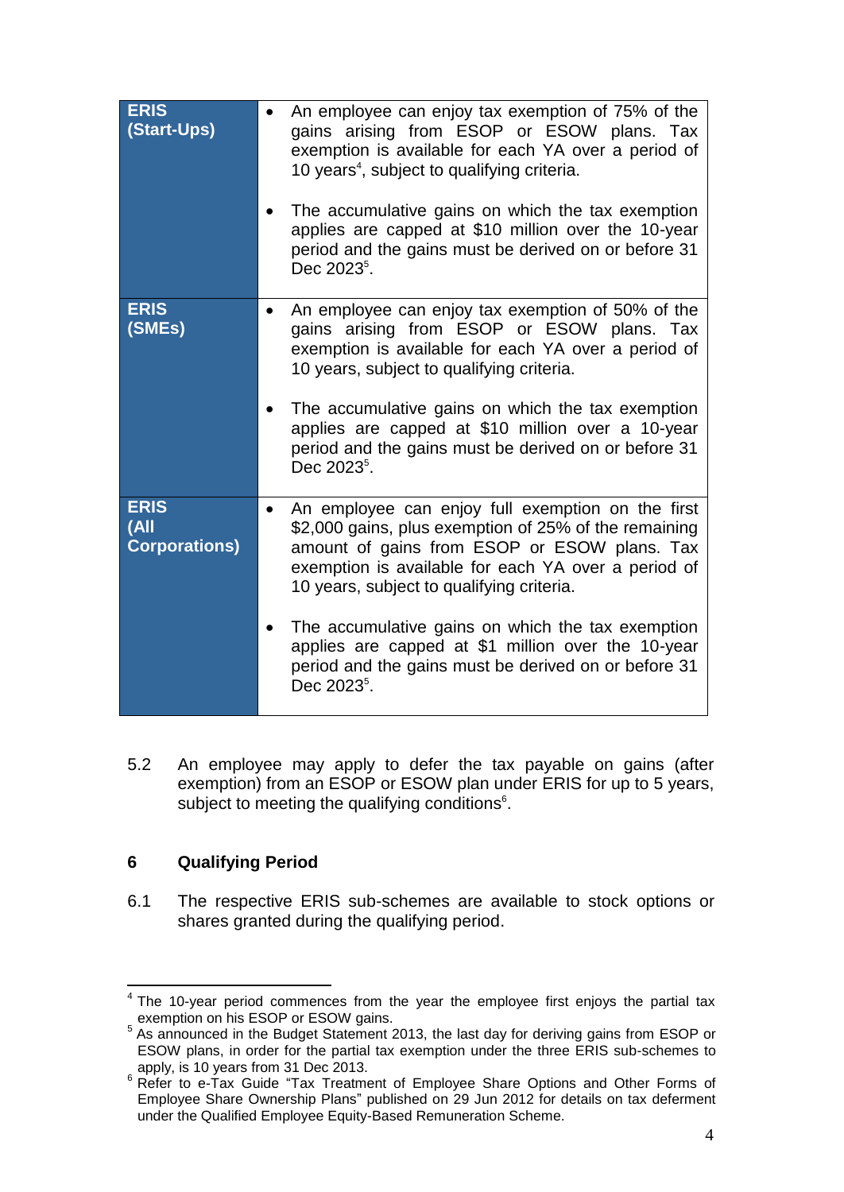| | |
|---|---|
| **ERIS (Start-Ups)** | • An employee can enjoy tax exemption of 75% of the gains arising from ESOP or ESOW plans. Tax exemption is available for each YA over a period of 10 years[4], subject to qualifying criteria.<br><br>• The accumulative gains on which the tax exemption applies are capped at $10 million over the 10-year period and the gains must be derived on or before 31 Dec 2023[5]. |
| **ERIS (SMEs)** | • An employee can enjoy tax exemption of 50% of the gains arising from ESOP or ESOW plans. Tax exemption is available for each YA over a period of 10 years, subject to qualifying criteria.<br><br>• The accumulative gains on which the tax exemption applies are capped at $10 million over a 10-year period and the gains must be derived on or before 31 Dec 2023[5]. |
| **ERIS (All Corporations)** | • An employee can enjoy full exemption on the first $2,000 gains, plus exemption of 25% of the remaining amount of gains from ESOP or ESOW plans. Tax exemption is available for each YA over a period of 10 years, subject to qualifying criteria.<br><br>• The accumulative gains on which the tax exemption applies are capped at $1 million over the 10-year period and the gains must be derived on or before 31 Dec 2023[5]. |

5.2 An employee may apply to defer the tax payable on gains (after exemption) from an ESOP or ESOW plan under ERIS for up to 5 years, subject to meeting the qualifying conditions[6].

## 6 Qualifying Period

6.1 The respective ERIS sub-schemes are available to stock options or shares granted during the qualifying period.

---

[4] The 10-year period commences from the year the employee first enjoys the partial tax exemption on his ESOP or ESOW gains.

[5] As announced in the Budget Statement 2013, the last day for deriving gains from ESOP or ESOW plans, in order for the partial tax exemption under the three ERIS sub-schemes to apply, is 10 years from 31 Dec 2013.

[6] Refer to e-Tax Guide "Tax Treatment of Employee Share Options and Other Forms of Employee Share Ownership Plans" published on 29 Jun 2012 for details on tax deferment under the Qualified Employee Equity-Based Remuneration Scheme.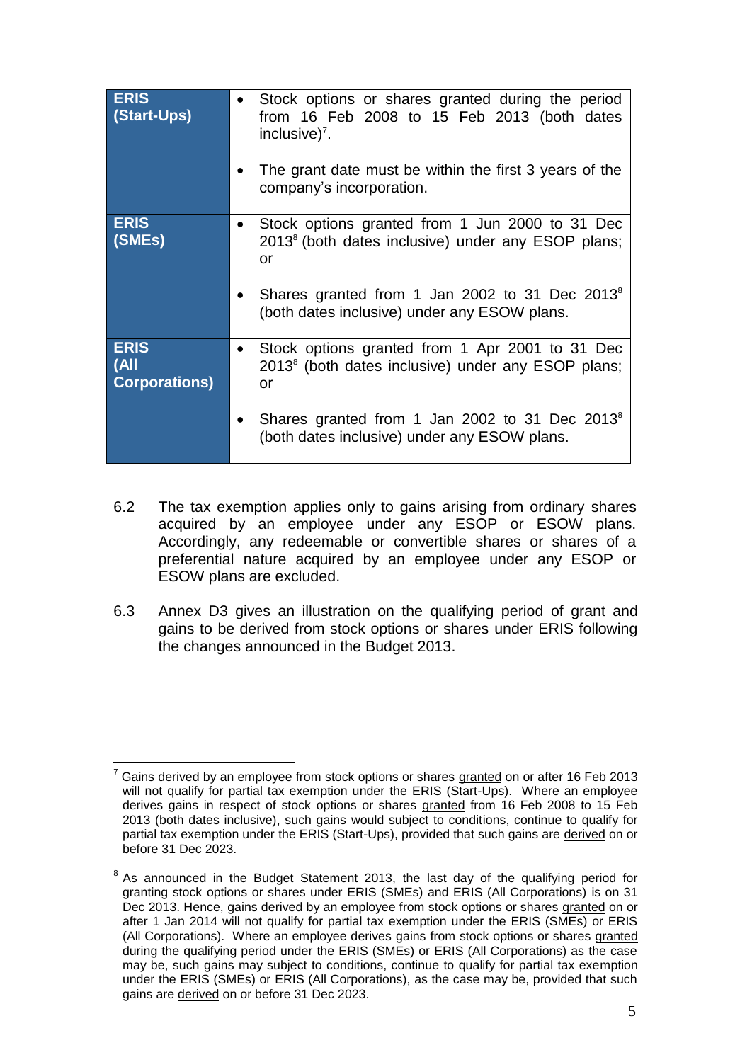| | |
|---|---|
| **ERIS (Start-Ups)** | • Stock options or shares granted during the period from 16 Feb 2008 to 15 Feb 2013 (both dates inclusive)[7].<br><br>• The grant date must be within the first 3 years of the company's incorporation. |
| **ERIS (SMEs)** | • Stock options granted from 1 Jun 2000 to 31 Dec 2013[8] (both dates inclusive) under any ESOP plans; or<br><br>• Shares granted from 1 Jan 2002 to 31 Dec 2013[8] (both dates inclusive) under any ESOW plans. |
| **ERIS (All Corporations)** | • Stock options granted from 1 Apr 2001 to 31 Dec 2013[8] (both dates inclusive) under any ESOP plans; or<br><br>• Shares granted from 1 Jan 2002 to 31 Dec 2013[8] (both dates inclusive) under any ESOW plans. |

6.2 The tax exemption applies only to gains arising from ordinary shares acquired by an employee under any ESOP or ESOW plans. Accordingly, any redeemable or convertible shares or shares of a preferential nature acquired by an employee under any ESOP or ESOW plans are excluded.

6.3 Annex D3 gives an illustration on the qualifying period of grant and gains to be derived from stock options or shares under ERIS following the changes announced in the Budget 2013.

---

[7] Gains derived by an employee from stock options or shares granted on or after 16 Feb 2013 will not qualify for partial tax exemption under the ERIS (Start-Ups). Where an employee derives gains in respect of stock options or shares granted from 16 Feb 2008 to 15 Feb 2013 (both dates inclusive), such gains would subject to conditions, continue to qualify for partial tax exemption under the ERIS (Start-Ups), provided that such gains are derived on or before 31 Dec 2023.

[8] As announced in the Budget Statement 2013, the last day of the qualifying period for granting stock options or shares under ERIS (SMEs) and ERIS (All Corporations) is on 31 Dec 2013. Hence, gains derived by an employee from stock options or shares granted on or after 1 Jan 2014 will not qualify for partial tax exemption under the ERIS (SMEs) or ERIS (All Corporations). Where an employee derives gains from stock options or shares granted during the qualifying period under the ERIS (SMEs) or ERIS (All Corporations) as the case may be, such gains may subject to conditions, continue to qualify for partial tax exemption under the ERIS (SMEs) or ERIS (All Corporations), as the case may be, provided that such gains are derived on or before 31 Dec 2023.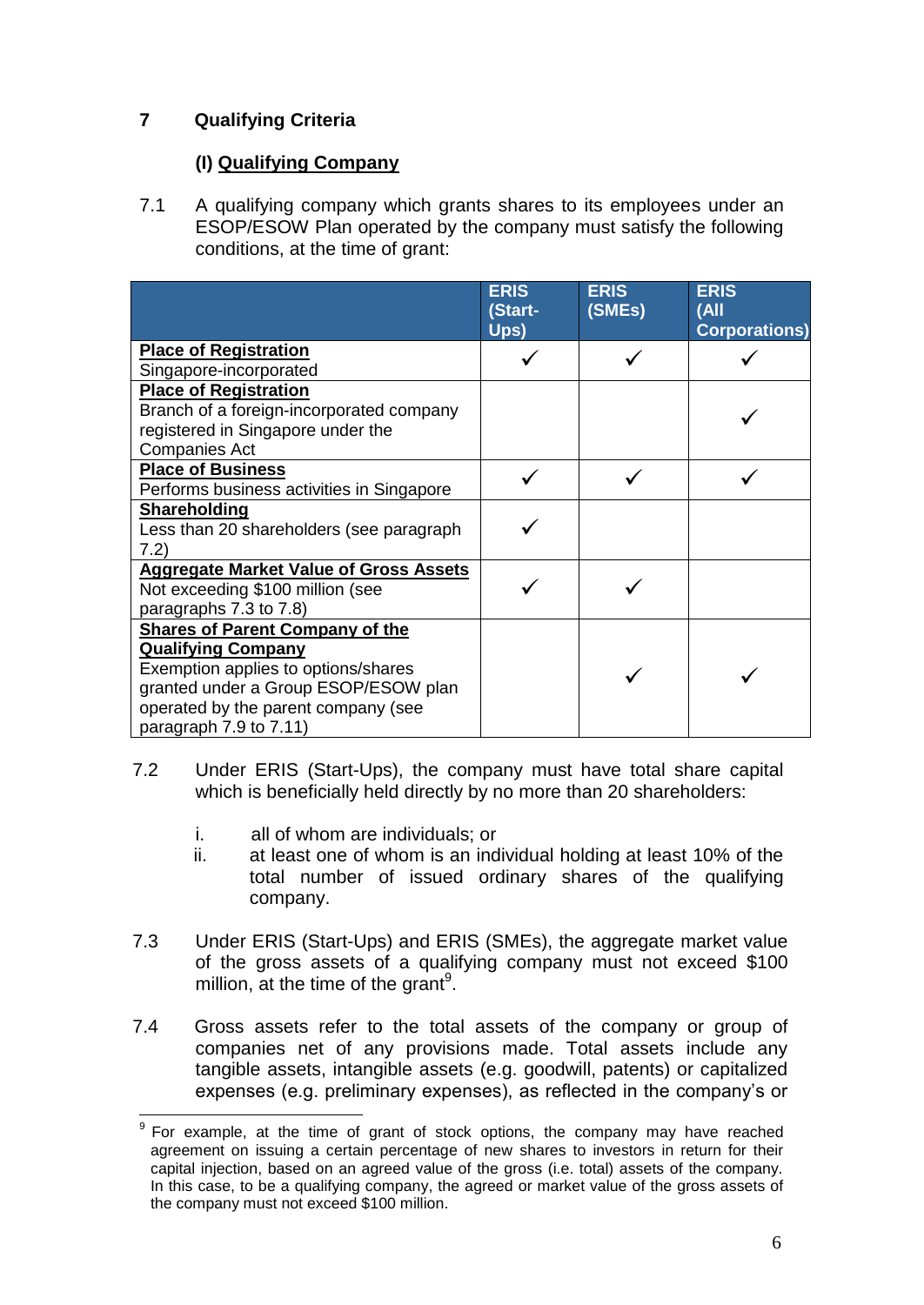## 7 Qualifying Criteria

### (I) Qualifying Company

7.1 A qualifying company which grants shares to its employees under an ESOP/ESOW Plan operated by the company must satisfy the following conditions, at the time of grant:

| | ERIS (Start-Ups) | ERIS (SMEs) | ERIS (All Corporations) |
|---|---|---|---|
| **Place of Registration** Singapore-incorporated | ✓ | ✓ | ✓ |
| **Place of Registration** Branch of a foreign-incorporated company registered in Singapore under the Companies Act | | | ✓ |
| **Place of Business** Performs business activities in Singapore | ✓ | ✓ | ✓ |
| **Shareholding** Less than 20 shareholders (see paragraph 7.2) | ✓ | | |
| **Aggregate Market Value of Gross Assets** Not exceeding $100 million (see paragraphs 7.3 to 7.8) | ✓ | ✓ | |
| **Shares of Parent Company of the Qualifying Company** Exemption applies to options/shares granted under a Group ESOP/ESOW plan operated by the parent company (see paragraph 7.9 to 7.11) | | ✓ | ✓ |

7.2 Under ERIS (Start-Ups), the company must have total share capital which is beneficially held directly by no more than 20 shareholders:

i. all of whom are individuals; or
ii. at least one of whom is an individual holding at least 10% of the total number of issued ordinary shares of the qualifying company.

7.3 Under ERIS (Start-Ups) and ERIS (SMEs), the aggregate market value of the gross assets of a qualifying company must not exceed $100 million, at the time of the grant[9].

7.4 Gross assets refer to the total assets of the company or group of companies net of any provisions made. Total assets include any tangible assets, intangible assets (e.g. goodwill, patents) or capitalized expenses (e.g. preliminary expenses), as reflected in the company's or

[9] For example, at the time of grant of stock options, the company may have reached agreement on issuing a certain percentage of new shares to investors in return for their capital injection, based on an agreed value of the gross (i.e. total) assets of the company. In this case, to be a qualifying company, the agreed or market value of the gross assets of the company must not exceed $100 million.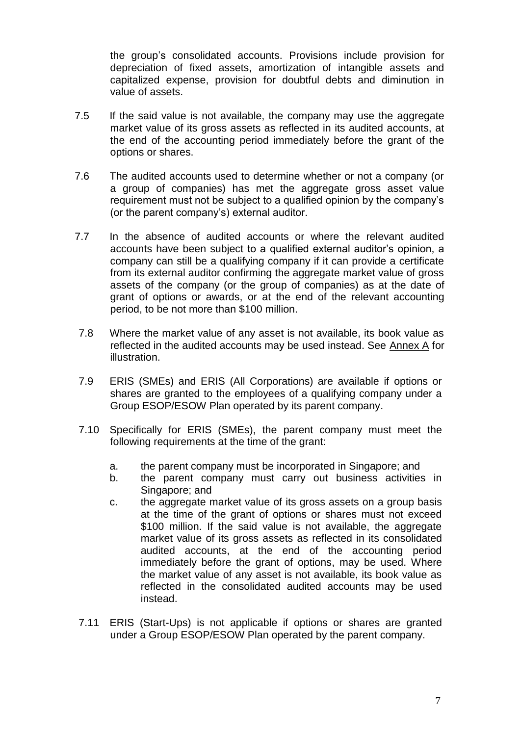the group's consolidated accounts. Provisions include provision for depreciation of fixed assets, amortization of intangible assets and capitalized expense, provision for doubtful debts and diminution in value of assets.

7.5 If the said value is not available, the company may use the aggregate market value of its gross assets as reflected in its audited accounts, at the end of the accounting period immediately before the grant of the options or shares.

7.6 The audited accounts used to determine whether or not a company (or a group of companies) has met the aggregate gross asset value requirement must not be subject to a qualified opinion by the company's (or the parent company's) external auditor.

7.7 In the absence of audited accounts or where the relevant audited accounts have been subject to a qualified external auditor's opinion, a company can still be a qualifying company if it can provide a certificate from its external auditor confirming the aggregate market value of gross assets of the company (or the group of companies) as at the date of grant of options or awards, or at the end of the relevant accounting period, to be not more than $100 million.

7.8 Where the market value of any asset is not available, its book value as reflected in the audited accounts may be used instead. See Annex A for illustration.

7.9 ERIS (SMEs) and ERIS (All Corporations) are available if options or shares are granted to the employees of a qualifying company under a Group ESOP/ESOW Plan operated by its parent company.

7.10 Specifically for ERIS (SMEs), the parent company must meet the following requirements at the time of the grant:

a. the parent company must be incorporated in Singapore; and
b. the parent company must carry out business activities in Singapore; and
c. the aggregate market value of its gross assets on a group basis at the time of the grant of options or shares must not exceed $100 million. If the said value is not available, the aggregate market value of its gross assets as reflected in its consolidated audited accounts, at the end of the accounting period immediately before the grant of options, may be used. Where the market value of any asset is not available, its book value as reflected in the consolidated audited accounts may be used instead.

7.11 ERIS (Start-Ups) is not applicable if options or shares are granted under a Group ESOP/ESOW Plan operated by the parent company.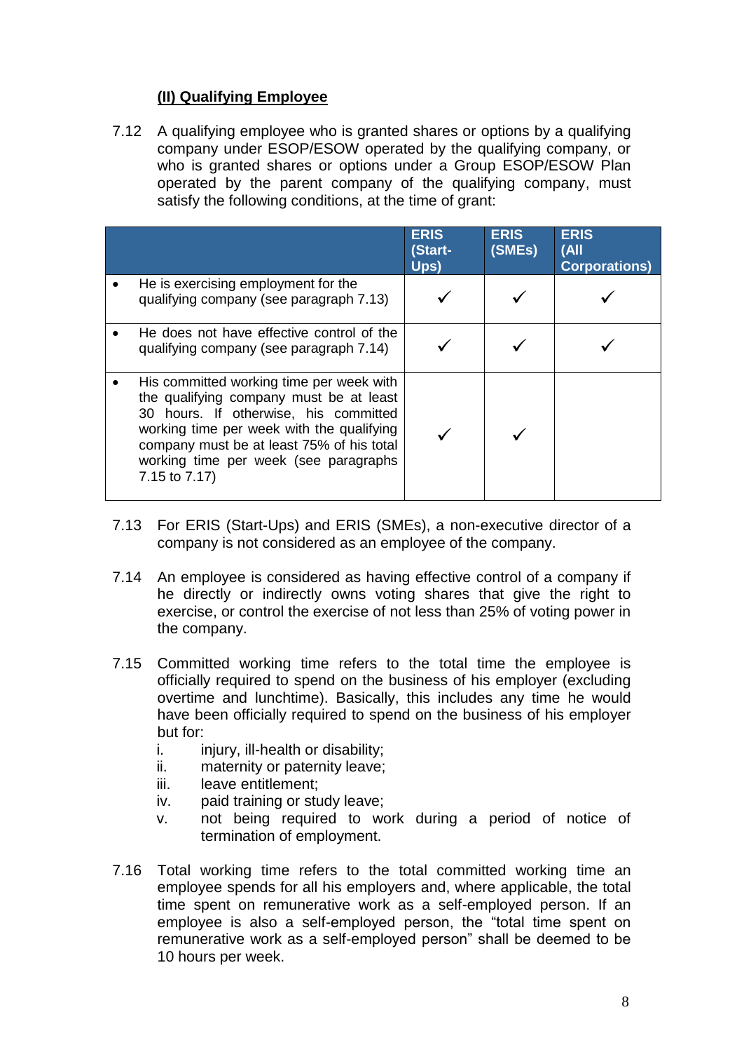### (II) Qualifying Employee

7.12 A qualifying employee who is granted shares or options by a qualifying company under ESOP/ESOW operated by the qualifying company, or who is granted shares or options under a Group ESOP/ESOW Plan operated by the parent company of the qualifying company, must satisfy the following conditions, at the time of grant:

| | ERIS (Start-Ups) | ERIS (SMEs) | ERIS (All Corporations) |
|---|---|---|---|
| • He is exercising employment for the qualifying company (see paragraph 7.13) | ✓ | ✓ | ✓ |
| • He does not have effective control of the qualifying company (see paragraph 7.14) | ✓ | ✓ | ✓ |
| • His committed working time per week with the qualifying company must be at least 30 hours. If otherwise, his committed working time per week with the qualifying company must be at least 75% of his total working time per week (see paragraphs 7.15 to 7.17) | ✓ | ✓ | |

7.13 For ERIS (Start-Ups) and ERIS (SMEs), a non-executive director of a company is not considered as an employee of the company.

7.14 An employee is considered as having effective control of a company if he directly or indirectly owns voting shares that give the right to exercise, or control the exercise of not less than 25% of voting power in the company.

7.15 Committed working time refers to the total time the employee is officially required to spend on the business of his employer (excluding overtime and lunchtime). Basically, this includes any time he would have been officially required to spend on the business of his employer but for:

i. injury, ill-health or disability;
ii. maternity or paternity leave;
iii. leave entitlement;
iv. paid training or study leave;
v. not being required to work during a period of notice of termination of employment.

7.16 Total working time refers to the total committed working time an employee spends for all his employers and, where applicable, the total time spent on remunerative work as a self-employed person. If an employee is also a self-employed person, the "total time spent on remunerative work as a self-employed person" shall be deemed to be 10 hours per week.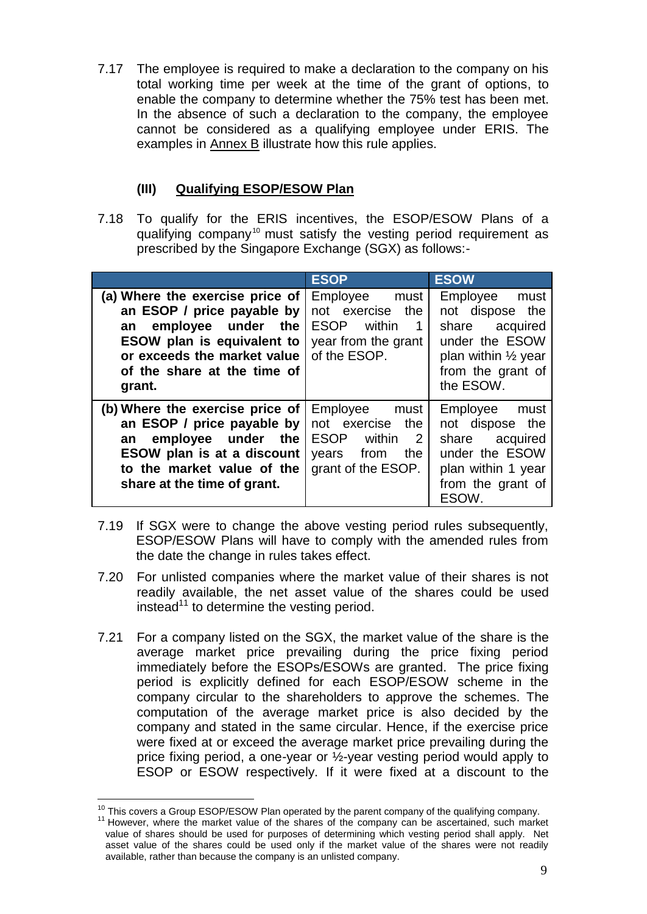7.17 The employee is required to make a declaration to the company on his total working time per week at the time of the grant of options, to enable the company to determine whether the 75% test has been met. In the absence of such a declaration to the company, the employee cannot be considered as a qualifying employee under ERIS. The examples in Annex B illustrate how this rule applies.

### (III) Qualifying ESOP/ESOW Plan

7.18 To qualify for the ERIS incentives, the ESOP/ESOW Plans of a qualifying company[10] must satisfy the vesting period requirement as prescribed by the Singapore Exchange (SGX) as follows:-

| | ESOP | ESOW |
|---|---|---|
| **(a) Where the exercise price of an ESOP / price payable by an employee under the ESOW plan is equivalent to or exceeds the market value of the share at the time of grant.** | Employee must not exercise the ESOP within 1 year from the grant of the ESOP. | Employee must not dispose the share acquired under the ESOW plan within ½ year from the grant of the ESOW. |
| **(b) Where the exercise price of an ESOP / price payable by an employee under the ESOW plan is at a discount to the market value of the share at the time of grant.** | Employee must not exercise the ESOP within 2 years from the grant of the ESOP. | Employee must not dispose the share acquired under the ESOW plan within 1 year from the grant of ESOW. |

7.19 If SGX were to change the above vesting period rules subsequently, ESOP/ESOW Plans will have to comply with the amended rules from the date the change in rules takes effect.

7.20 For unlisted companies where the market value of their shares is not readily available, the net asset value of the shares could be used instead[11] to determine the vesting period.

7.21 For a company listed on the SGX, the market value of the share is the average market price prevailing during the price fixing period immediately before the ESOPs/ESOWs are granted. The price fixing period is explicitly defined for each ESOP/ESOW scheme in the company circular to the shareholders to approve the schemes. The computation of the average market price is also decided by the company and stated in the same circular. Hence, if the exercise price were fixed at or exceed the average market price prevailing during the price fixing period, a one-year or ½-year vesting period would apply to ESOP or ESOW respectively. If it were fixed at a discount to the

---

[10] This covers a Group ESOP/ESOW Plan operated by the parent company of the qualifying company.

[11] However, where the market value of the shares of the company can be ascertained, such market value of shares should be used for purposes of determining which vesting period shall apply. Net asset value of the shares could be used only if the market value of the shares were not readily available, rather than because the company is an unlisted company.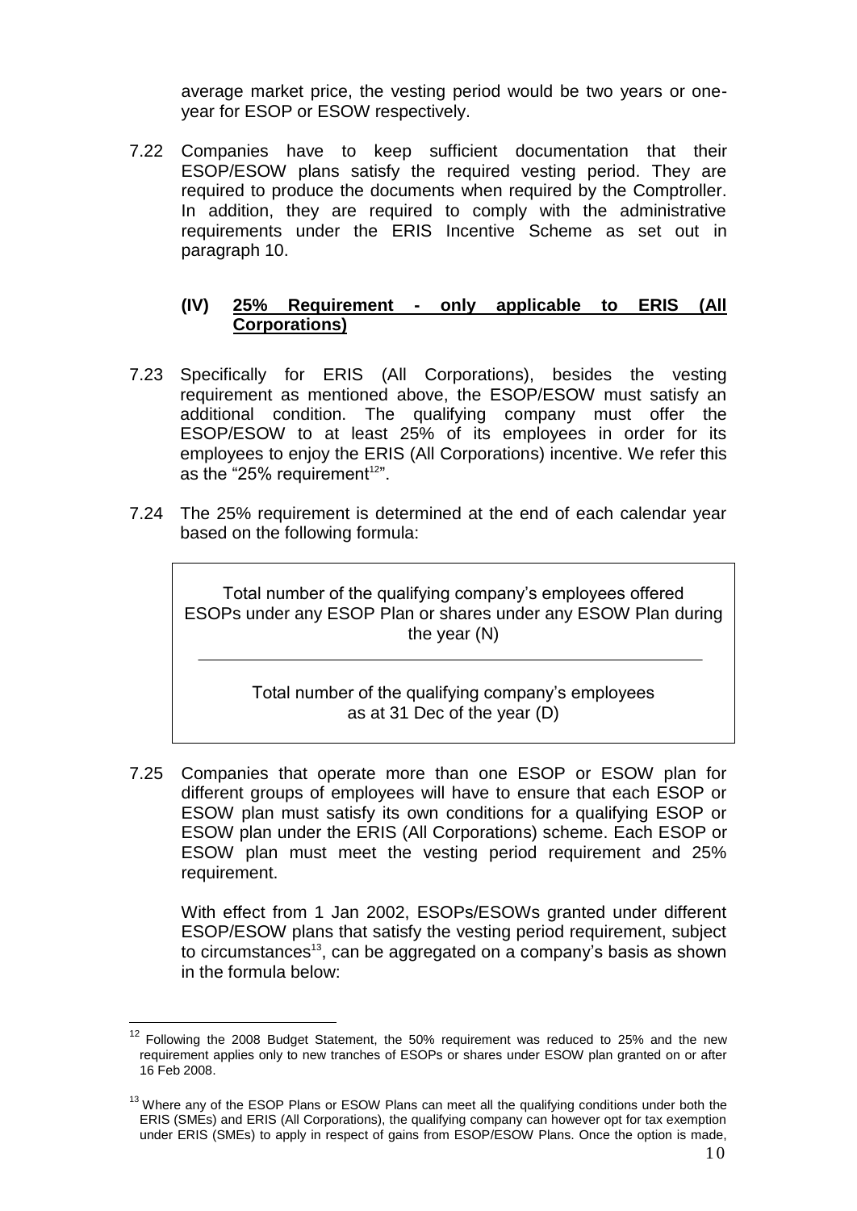average market price, the vesting period would be two years or one-year for ESOP or ESOW respectively.

7.22 Companies have to keep sufficient documentation that their ESOP/ESOW plans satisfy the required vesting period. They are required to produce the documents when required by the Comptroller. In addition, they are required to comply with the administrative requirements under the ERIS Incentive Scheme as set out in paragraph 10.

### (IV) 25% Requirement - only applicable to ERIS (All Corporations)

7.23 Specifically for ERIS (All Corporations), besides the vesting requirement as mentioned above, the ESOP/ESOW must satisfy an additional condition. The qualifying company must offer the ESOP/ESOW to at least 25% of its employees in order for its employees to enjoy the ERIS (All Corporations) incentive. We refer this as the "25% requirement[12]".

7.24 The 25% requirement is determined at the end of each calendar year based on the following formula:

$$\frac{\text{Total number of the qualifying company's employees offered ESOPs under any ESOP Plan or shares under any ESOW Plan during the year (N)}}{\text{Total number of the qualifying company's employees as at 31 Dec of the year (D)}}$$

7.25 Companies that operate more than one ESOP or ESOW plan for different groups of employees will have to ensure that each ESOP or ESOW plan must satisfy its own conditions for a qualifying ESOP or ESOW plan under the ERIS (All Corporations) scheme. Each ESOP or ESOW plan must meet the vesting period requirement and 25% requirement.

With effect from 1 Jan 2002, ESOPs/ESOWs granted under different ESOP/ESOW plans that satisfy the vesting period requirement, subject to circumstances[13], can be aggregated on a company's basis as shown in the formula below:

---

[12] Following the 2008 Budget Statement, the 50% requirement was reduced to 25% and the new requirement applies only to new tranches of ESOPs or shares under ESOW plan granted on or after 16 Feb 2008.

[13] Where any of the ESOP Plans or ESOW Plans can meet all the qualifying conditions under both the ERIS (SMEs) and ERIS (All Corporations), the qualifying company can however opt for tax exemption under ERIS (SMEs) to apply in respect of gains from ESOP/ESOW Plans. Once the option is made,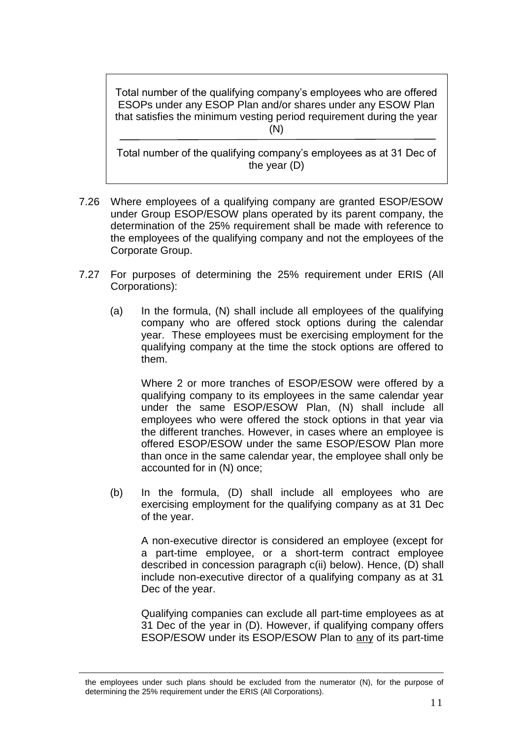$$\frac{\text{Total number of the qualifying company's employees who are offered ESOPs under any ESOP Plan and/or shares under any ESOW Plan that satisfies the minimum vesting period requirement during the year (N)}}{\text{Total number of the qualifying company's employees as at 31 Dec of the year (D)}}$$

7.26 Where employees of a qualifying company are granted ESOP/ESOW under Group ESOP/ESOW plans operated by its parent company, the determination of the 25% requirement shall be made with reference to the employees of the qualifying company and not the employees of the Corporate Group.

7.27 For purposes of determining the 25% requirement under ERIS (All Corporations):

(a) In the formula, (N) shall include all employees of the qualifying company who are offered stock options during the calendar year. These employees must be exercising employment for the qualifying company at the time the stock options are offered to them.

Where 2 or more tranches of ESOP/ESOW were offered by a qualifying company to its employees in the same calendar year under the same ESOP/ESOW Plan, (N) shall include all employees who were offered the stock options in that year via the different tranches. However, in cases where an employee is offered ESOP/ESOW under the same ESOP/ESOW Plan more than once in the same calendar year, the employee shall only be accounted for in (N) once;

(b) In the formula, (D) shall include all employees who are exercising employment for the qualifying company as at 31 Dec of the year.

A non-executive director is considered an employee (except for a part-time employee, or a short-term contract employee described in concession paragraph c(ii) below). Hence, (D) shall include non-executive director of a qualifying company as at 31 Dec of the year.

Qualifying companies can exclude all part-time employees as at 31 Dec of the year in (D). However, if qualifying company offers ESOP/ESOW under its ESOP/ESOW Plan to <u>any</u> of its part-time

---

the employees under such plans should be excluded from the numerator (N), for the purpose of determining the 25% requirement under the ERIS (All Corporations).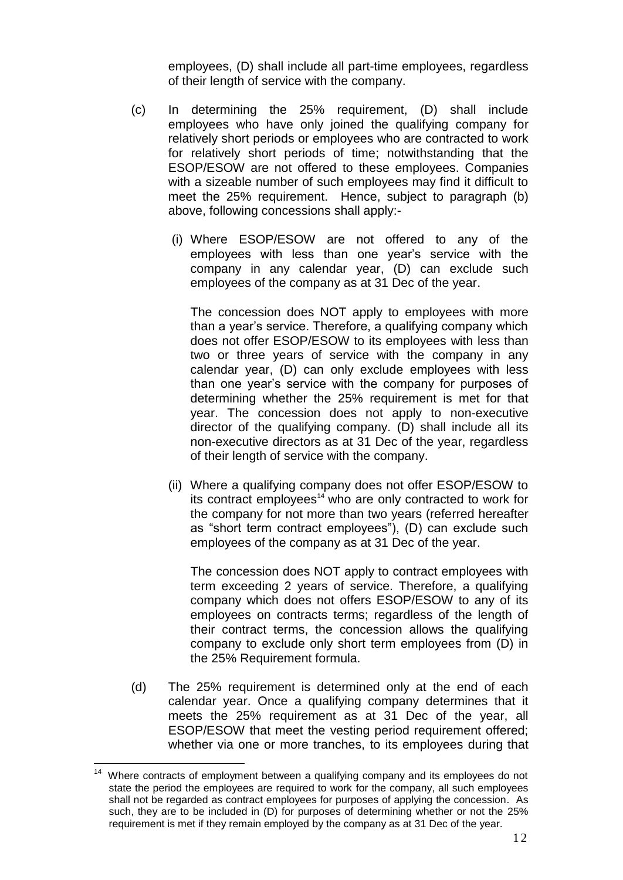employees, (D) shall include all part-time employees, regardless of their length of service with the company.

(c) In determining the 25% requirement, (D) shall include employees who have only joined the qualifying company for relatively short periods or employees who are contracted to work for relatively short periods of time; notwithstanding that the ESOP/ESOW are not offered to these employees. Companies with a sizeable number of such employees may find it difficult to meet the 25% requirement. Hence, subject to paragraph (b) above, following concessions shall apply:-

(i) Where ESOP/ESOW are not offered to any of the employees with less than one year's service with the company in any calendar year, (D) can exclude such employees of the company as at 31 Dec of the year.

The concession does NOT apply to employees with more than a year's service. Therefore, a qualifying company which does not offer ESOP/ESOW to its employees with less than two or three years of service with the company in any calendar year, (D) can only exclude employees with less than one year's service with the company for purposes of determining whether the 25% requirement is met for that year. The concession does not apply to non-executive director of the qualifying company. (D) shall include all its non-executive directors as at 31 Dec of the year, regardless of their length of service with the company.

(ii) Where a qualifying company does not offer ESOP/ESOW to its contract employees[14] who are only contracted to work for the company for not more than two years (referred hereafter as "short term contract employees"), (D) can exclude such employees of the company as at 31 Dec of the year.

The concession does NOT apply to contract employees with term exceeding 2 years of service. Therefore, a qualifying company which does not offers ESOP/ESOW to any of its employees on contracts terms; regardless of the length of their contract terms, the concession allows the qualifying company to exclude only short term employees from (D) in the 25% Requirement formula.

(d) The 25% requirement is determined only at the end of each calendar year. Once a qualifying company determines that it meets the 25% requirement as at 31 Dec of the year, all ESOP/ESOW that meet the vesting period requirement offered; whether via one or more tranches, to its employees during that

---

[14] Where contracts of employment between a qualifying company and its employees do not state the period the employees are required to work for the company, all such employees shall not be regarded as contract employees for purposes of applying the concession. As such, they are to be included in (D) for purposes of determining whether or not the 25% requirement is met if they remain employed by the company as at 31 Dec of the year.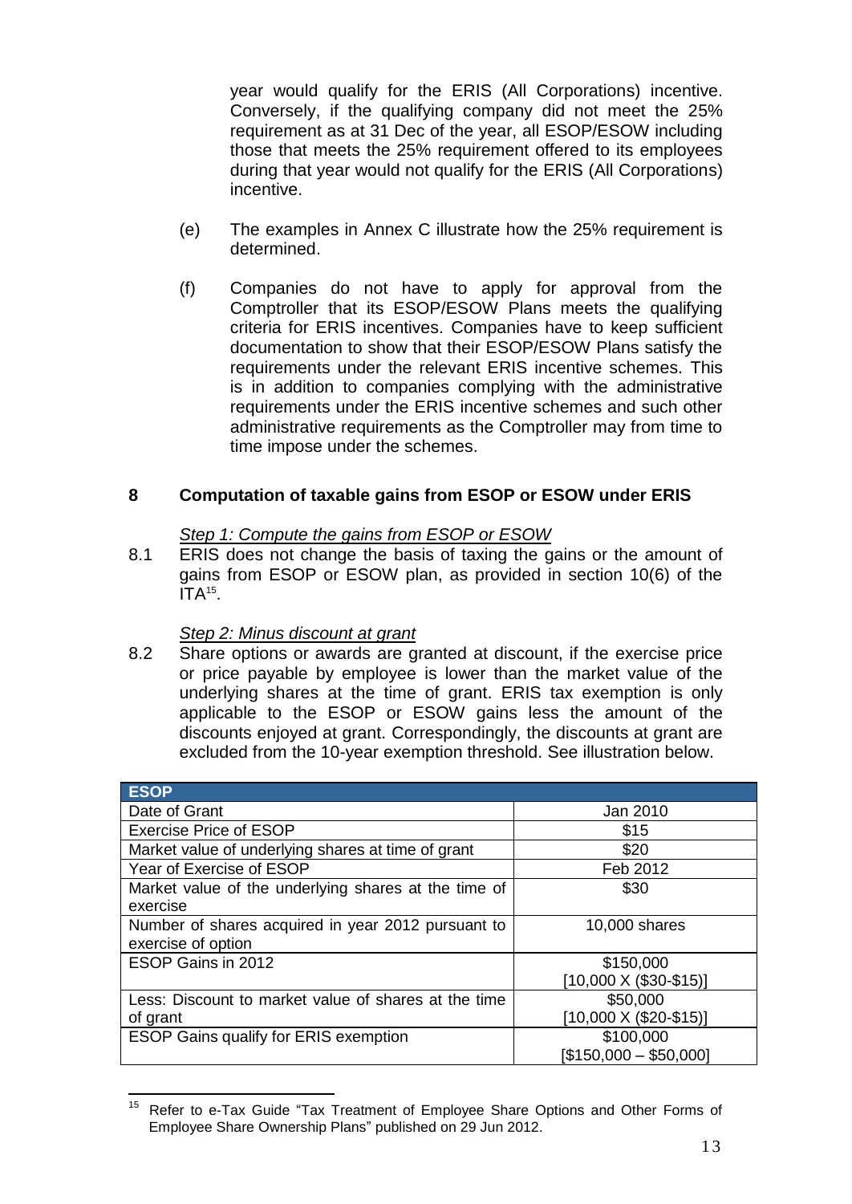year would qualify for the ERIS (All Corporations) incentive. Conversely, if the qualifying company did not meet the 25% requirement as at 31 Dec of the year, all ESOP/ESOW including those that meets the 25% requirement offered to its employees during that year would not qualify for the ERIS (All Corporations) incentive.

(e) The examples in Annex C illustrate how the 25% requirement is determined.

(f) Companies do not have to apply for approval from the Comptroller that its ESOP/ESOW Plans meets the qualifying criteria for ERIS incentives. Companies have to keep sufficient documentation to show that their ESOP/ESOW Plans satisfy the requirements under the relevant ERIS incentive schemes. This is in addition to companies complying with the administrative requirements under the ERIS incentive schemes and such other administrative requirements as the Comptroller may from time to time impose under the schemes.

## 8 Computation of taxable gains from ESOP or ESOW under ERIS

*Step 1: Compute the gains from ESOP or ESOW*

8.1 ERIS does not change the basis of taxing the gains or the amount of gains from ESOP or ESOW plan, as provided in section 10(6) of the ITA[15].

*Step 2: Minus discount at grant*

8.2 Share options or awards are granted at discount, if the exercise price or price payable by employee is lower than the market value of the underlying shares at the time of grant. ERIS tax exemption is only applicable to the ESOP or ESOW gains less the amount of the discounts enjoyed at grant. Correspondingly, the discounts at grant are excluded from the 10-year exemption threshold. See illustration below.

| ESOP | |
|---|---|
| Date of Grant | Jan 2010 |
| Exercise Price of ESOP | $15 |
| Market value of underlying shares at time of grant | $20 |
| Year of Exercise of ESOP | Feb 2012 |
| Market value of the underlying shares at the time of exercise | $30 |
| Number of shares acquired in year 2012 pursuant to exercise of option | 10,000 shares |
| ESOP Gains in 2012 | $150,000 [10,000 X ($30-$15)] |
| Less: Discount to market value of shares at the time of grant | $50,000 [10,000 X ($20-$15)] |
| ESOP Gains qualify for ERIS exemption | $100,000 [$150,000 – $50,000] |

[15] Refer to e-Tax Guide "Tax Treatment of Employee Share Options and Other Forms of Employee Share Ownership Plans" published on 29 Jun 2012.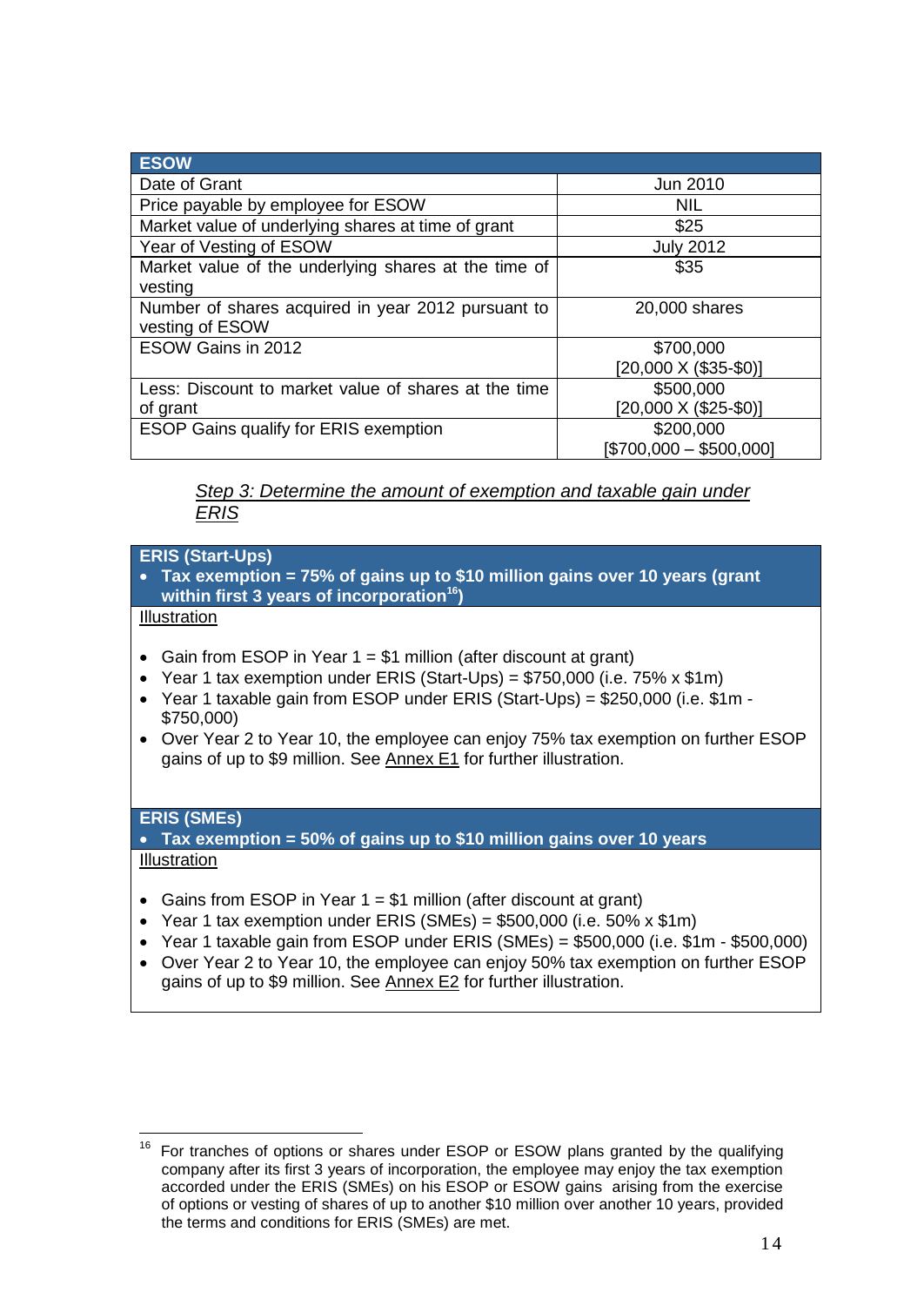| ESOW | |
|---|---|
| Date of Grant | Jun 2010 |
| Price payable by employee for ESOW | NIL |
| Market value of underlying shares at time of grant | $25 |
| Year of Vesting of ESOW | July 2012 |
| Market value of the underlying shares at the time of vesting | $35 |
| Number of shares acquired in year 2012 pursuant to vesting of ESOW | 20,000 shares |
| ESOW Gains in 2012 | $700,000 [20,000 X ($35-$0)] |
| Less: Discount to market value of shares at the time of grant | $500,000 [20,000 X ($25-$0)] |
| ESOP Gains qualify for ERIS exemption | $200,000 [$700,000 – $500,000] |

*Step 3: Determine the amount of exemption and taxable gain under ERIS*

**ERIS (Start-Ups)**

- **Tax exemption = 75% of gains up to $10 million gains over 10 years (grant within first 3 years of incorporation[16])**

Illustration

- Gain from ESOP in Year 1 = $1 million (after discount at grant)
- Year 1 tax exemption under ERIS (Start-Ups) = $750,000 (i.e. 75% x $1m)
- Year 1 taxable gain from ESOP under ERIS (Start-Ups) = $250,000 (i.e. $1m - $750,000)
- Over Year 2 to Year 10, the employee can enjoy 75% tax exemption on further ESOP gains of up to $9 million. See Annex E1 for further illustration.

**ERIS (SMEs)**

- **Tax exemption = 50% of gains up to $10 million gains over 10 years**

Illustration

- Gains from ESOP in Year 1 = $1 million (after discount at grant)
- Year 1 tax exemption under ERIS (SMEs) = $500,000 (i.e. 50% x $1m)
- Year 1 taxable gain from ESOP under ERIS (SMEs) = $500,000 (i.e. $1m - $500,000)
- Over Year 2 to Year 10, the employee can enjoy 50% tax exemption on further ESOP gains of up to $9 million. See Annex E2 for further illustration.

[16] For tranches of options or shares under ESOP or ESOW plans granted by the qualifying company after its first 3 years of incorporation, the employee may enjoy the tax exemption accorded under the ERIS (SMEs) on his ESOP or ESOW gains arising from the exercise of options or vesting of shares of up to another $10 million over another 10 years, provided the terms and conditions for ERIS (SMEs) are met.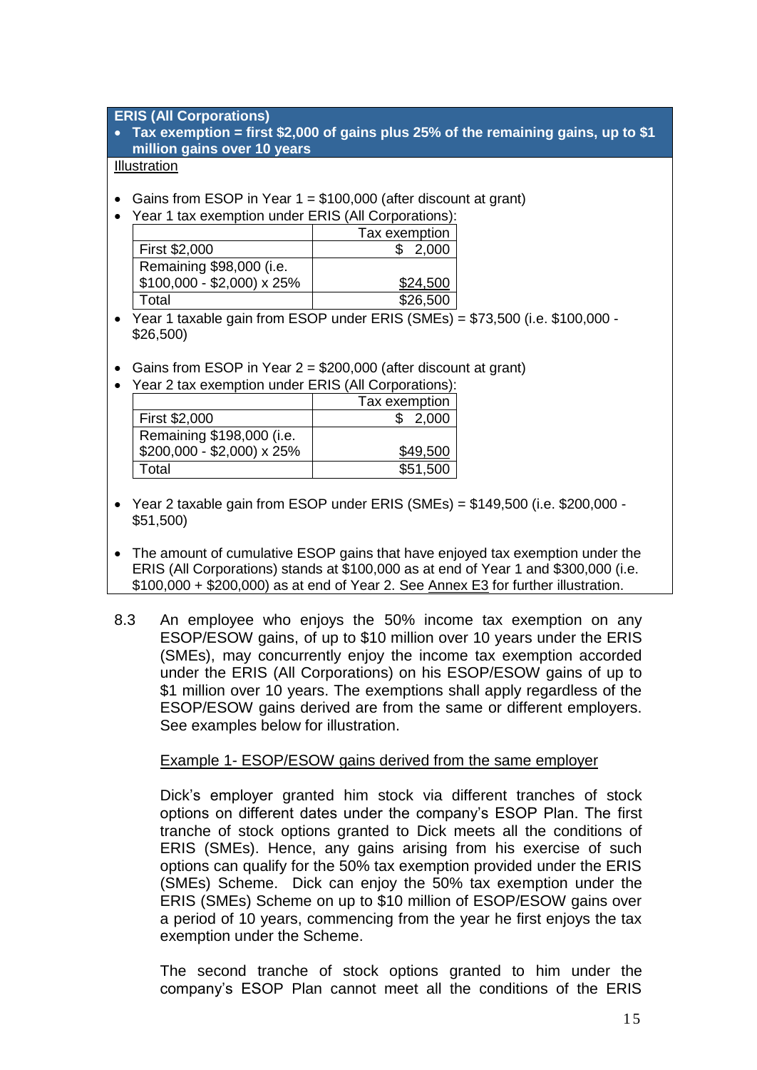**ERIS (All Corporations)**

- **Tax exemption = first $2,000 of gains plus 25% of the remaining gains, up to $1 million gains over 10 years**

Illustration

- Gains from ESOP in Year 1 = $100,000 (after discount at grant)
- Year 1 tax exemption under ERIS (All Corporations):

| | Tax exemption |
|---|---|
| First $2,000 | $ 2,000 |
| Remaining $98,000 (i.e. $100,000 - $2,000) x 25% | $24,500 |
| Total | $26,500 |

- Year 1 taxable gain from ESOP under ERIS (SMEs) = $73,500 (i.e. $100,000 - $26,500)

- Gains from ESOP in Year 2 = $200,000 (after discount at grant)
- Year 2 tax exemption under ERIS (All Corporations):

| | Tax exemption |
|---|---|
| First $2,000 | $ 2,000 |
| Remaining $198,000 (i.e. $200,000 - $2,000) x 25% | $49,500 |
| Total | $51,500 |

- Year 2 taxable gain from ESOP under ERIS (SMEs) = $149,500 (i.e. $200,000 - $51,500)

- The amount of cumulative ESOP gains that have enjoyed tax exemption under the ERIS (All Corporations) stands at $100,000 as at end of Year 1 and $300,000 (i.e. $100,000 + $200,000) as at end of Year 2. See Annex E3 for further illustration.

8.3 An employee who enjoys the 50% income tax exemption on any ESOP/ESOW gains, of up to $10 million over 10 years under the ERIS (SMEs), may concurrently enjoy the income tax exemption accorded under the ERIS (All Corporations) on his ESOP/ESOW gains of up to $1 million over 10 years. The exemptions shall apply regardless of the ESOP/ESOW gains derived are from the same or different employers. See examples below for illustration.

Example 1- ESOP/ESOW gains derived from the same employer

Dick's employer granted him stock via different tranches of stock options on different dates under the company's ESOP Plan. The first tranche of stock options granted to Dick meets all the conditions of ERIS (SMEs). Hence, any gains arising from his exercise of such options can qualify for the 50% tax exemption provided under the ERIS (SMEs) Scheme. Dick can enjoy the 50% tax exemption under the ERIS (SMEs) Scheme on up to $10 million of ESOP/ESOW gains over a period of 10 years, commencing from the year he first enjoys the tax exemption under the Scheme.

The second tranche of stock options granted to him under the company's ESOP Plan cannot meet all the conditions of the ERIS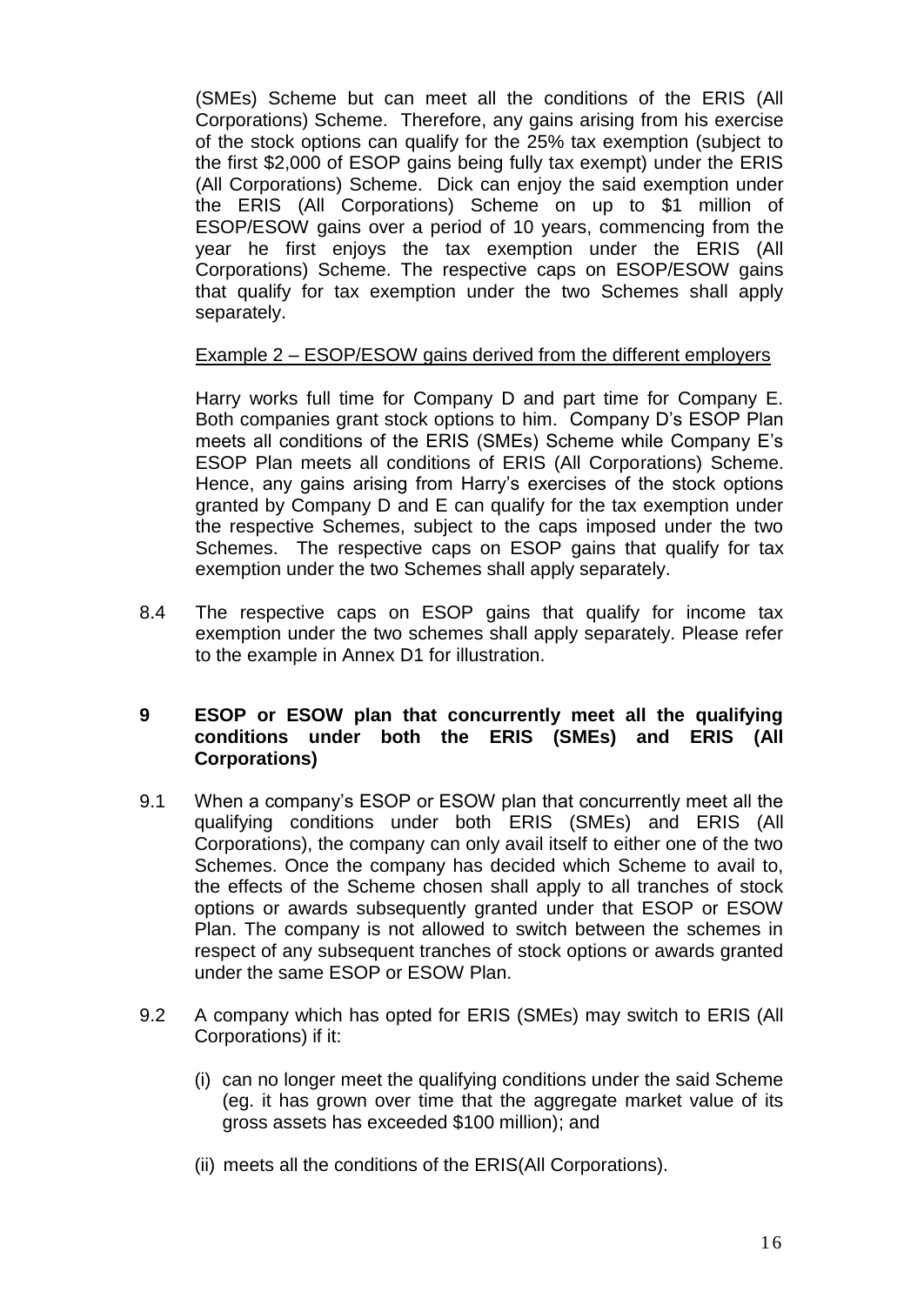(SMEs) Scheme but can meet all the conditions of the ERIS (All Corporations) Scheme. Therefore, any gains arising from his exercise of the stock options can qualify for the 25% tax exemption (subject to the first $2,000 of ESOP gains being fully tax exempt) under the ERIS (All Corporations) Scheme. Dick can enjoy the said exemption under the ERIS (All Corporations) Scheme on up to $1 million of ESOP/ESOW gains over a period of 10 years, commencing from the year he first enjoys the tax exemption under the ERIS (All Corporations) Scheme. The respective caps on ESOP/ESOW gains that qualify for tax exemption under the two Schemes shall apply separately.

Example 2 – ESOP/ESOW gains derived from the different employers

Harry works full time for Company D and part time for Company E. Both companies grant stock options to him. Company D's ESOP Plan meets all conditions of the ERIS (SMEs) Scheme while Company E's ESOP Plan meets all conditions of ERIS (All Corporations) Scheme. Hence, any gains arising from Harry's exercises of the stock options granted by Company D and E can qualify for the tax exemption under the respective Schemes, subject to the caps imposed under the two Schemes. The respective caps on ESOP gains that qualify for tax exemption under the two Schemes shall apply separately.

8.4 The respective caps on ESOP gains that qualify for income tax exemption under the two schemes shall apply separately. Please refer to the example in Annex D1 for illustration.

## 9 ESOP or ESOW plan that concurrently meet all the qualifying conditions under both the ERIS (SMEs) and ERIS (All Corporations)

9.1 When a company's ESOP or ESOW plan that concurrently meet all the qualifying conditions under both ERIS (SMEs) and ERIS (All Corporations), the company can only avail itself to either one of the two Schemes. Once the company has decided which Scheme to avail to, the effects of the Scheme chosen shall apply to all tranches of stock options or awards subsequently granted under that ESOP or ESOW Plan. The company is not allowed to switch between the schemes in respect of any subsequent tranches of stock options or awards granted under the same ESOP or ESOW Plan.

9.2 A company which has opted for ERIS (SMEs) may switch to ERIS (All Corporations) if it:

(i) can no longer meet the qualifying conditions under the said Scheme (eg. it has grown over time that the aggregate market value of its gross assets has exceeded $100 million); and

(ii) meets all the conditions of the ERIS(All Corporations).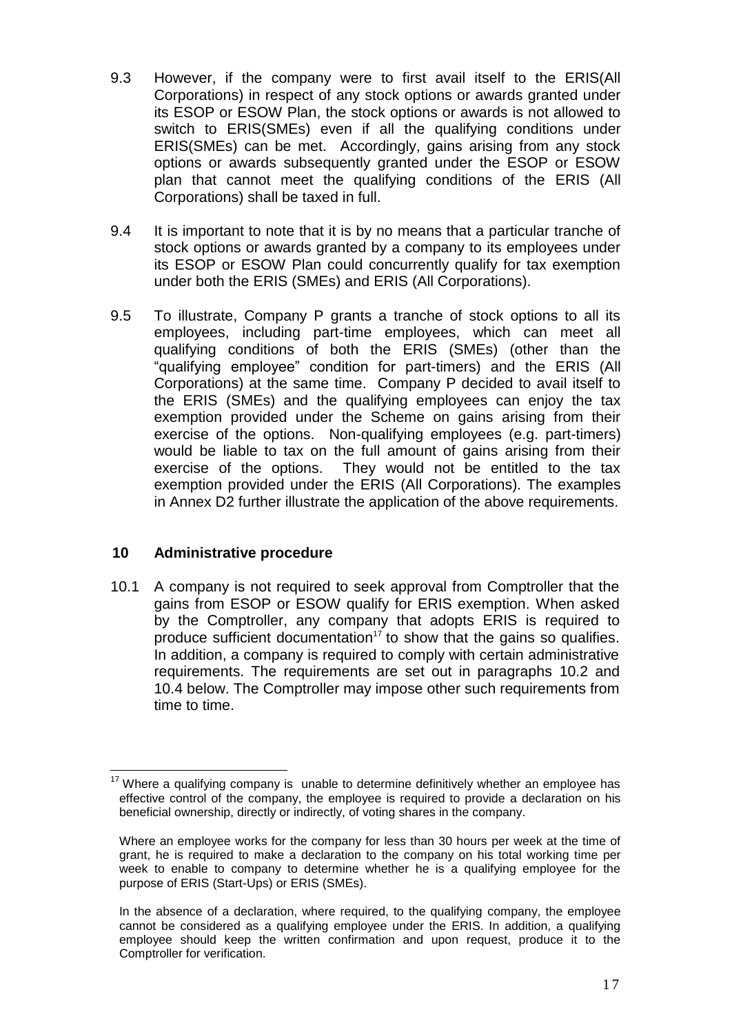9.3 However, if the company were to first avail itself to the ERIS(All Corporations) in respect of any stock options or awards granted under its ESOP or ESOW Plan, the stock options or awards is not allowed to switch to ERIS(SMEs) even if all the qualifying conditions under ERIS(SMEs) can be met. Accordingly, gains arising from any stock options or awards subsequently granted under the ESOP or ESOW plan that cannot meet the qualifying conditions of the ERIS (All Corporations) shall be taxed in full.

9.4 It is important to note that it is by no means that a particular tranche of stock options or awards granted by a company to its employees under its ESOP or ESOW Plan could concurrently qualify for tax exemption under both the ERIS (SMEs) and ERIS (All Corporations).

9.5 To illustrate, Company P grants a tranche of stock options to all its employees, including part-time employees, which can meet all qualifying conditions of both the ERIS (SMEs) (other than the "qualifying employee" condition for part-timers) and the ERIS (All Corporations) at the same time. Company P decided to avail itself to the ERIS (SMEs) and the qualifying employees can enjoy the tax exemption provided under the Scheme on gains arising from their exercise of the options. Non-qualifying employees (e.g. part-timers) would be liable to tax on the full amount of gains arising from their exercise of the options. They would not be entitled to the tax exemption provided under the ERIS (All Corporations). The examples in Annex D2 further illustrate the application of the above requirements.

## 10 Administrative procedure

10.1 A company is not required to seek approval from Comptroller that the gains from ESOP or ESOW qualify for ERIS exemption. When asked by the Comptroller, any company that adopts ERIS is required to produce sufficient documentation[17] to show that the gains so qualifies. In addition, a company is required to comply with certain administrative requirements. The requirements are set out in paragraphs 10.2 and 10.4 below. The Comptroller may impose other such requirements from time to time.

---

[17] Where a qualifying company is unable to determine definitively whether an employee has effective control of the company, the employee is required to provide a declaration on his beneficial ownership, directly or indirectly, of voting shares in the company.

Where an employee works for the company for less than 30 hours per week at the time of grant, he is required to make a declaration to the company on his total working time per week to enable to company to determine whether he is a qualifying employee for the purpose of ERIS (Start-Ups) or ERIS (SMEs).

In the absence of a declaration, where required, to the qualifying company, the employee cannot be considered as a qualifying employee under the ERIS. In addition, a qualifying employee should keep the written confirmation and upon request, produce it to the Comptroller for verification.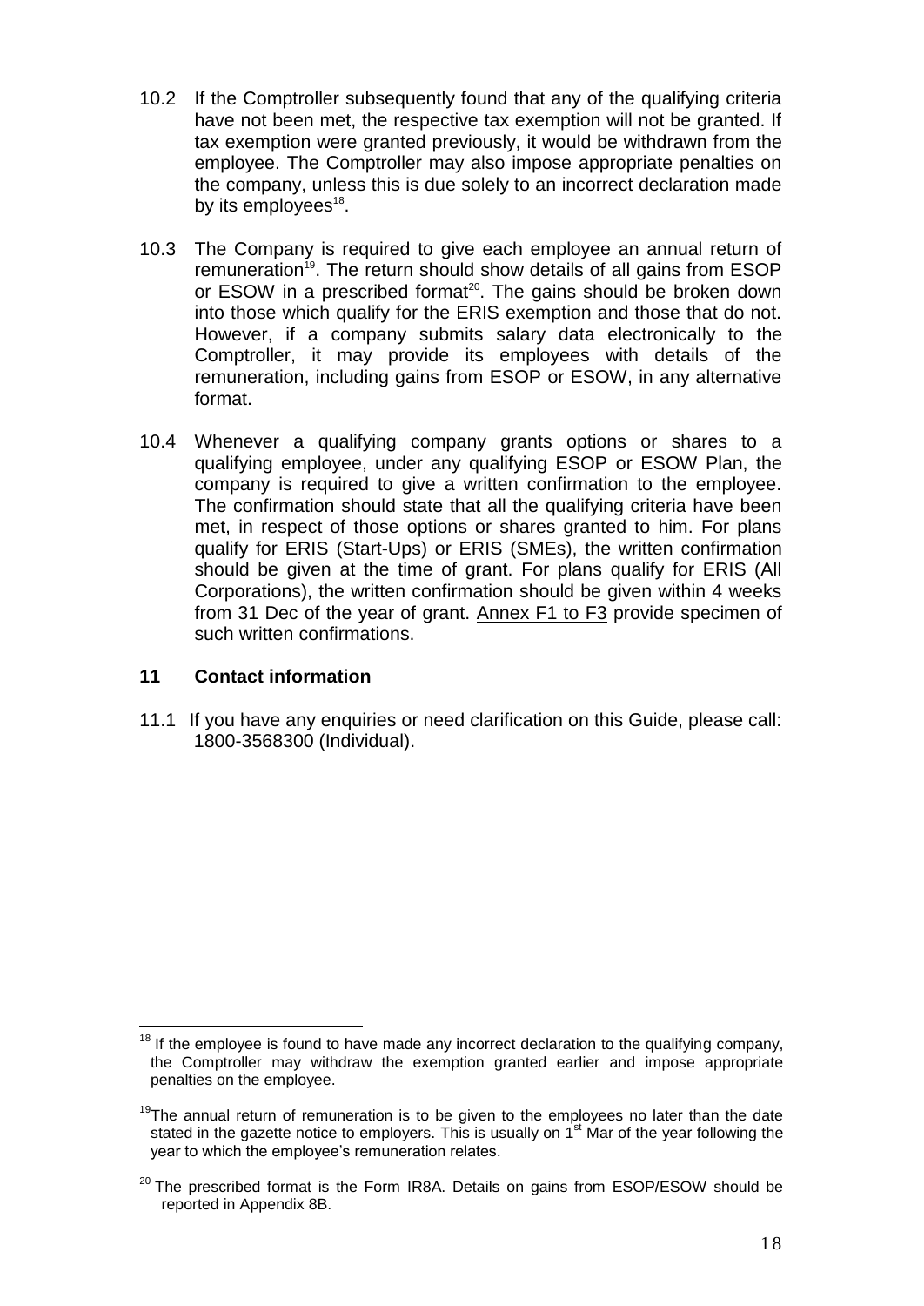10.2 If the Comptroller subsequently found that any of the qualifying criteria have not been met, the respective tax exemption will not be granted. If tax exemption were granted previously, it would be withdrawn from the employee. The Comptroller may also impose appropriate penalties on the company, unless this is due solely to an incorrect declaration made by its employees[18].

10.3 The Company is required to give each employee an annual return of remuneration[19]. The return should show details of all gains from ESOP or ESOW in a prescribed format[20]. The gains should be broken down into those which qualify for the ERIS exemption and those that do not. However, if a company submits salary data electronically to the Comptroller, it may provide its employees with details of the remuneration, including gains from ESOP or ESOW, in any alternative format.

10.4 Whenever a qualifying company grants options or shares to a qualifying employee, under any qualifying ESOP or ESOW Plan, the company is required to give a written confirmation to the employee. The confirmation should state that all the qualifying criteria have been met, in respect of those options or shares granted to him. For plans qualify for ERIS (Start-Ups) or ERIS (SMEs), the written confirmation should be given at the time of grant. For plans qualify for ERIS (All Corporations), the written confirmation should be given within 4 weeks from 31 Dec of the year of grant. Annex F1 to F3 provide specimen of such written confirmations.

## 11 Contact information

11.1 If you have any enquiries or need clarification on this Guide, please call: 1800-3568300 (Individual).

---

[18] If the employee is found to have made any incorrect declaration to the qualifying company, the Comptroller may withdraw the exemption granted earlier and impose appropriate penalties on the employee.

[19] The annual return of remuneration is to be given to the employees no later than the date stated in the gazette notice to employers. This is usually on 1st Mar of the year following the year to which the employee's remuneration relates.

[20] The prescribed format is the Form IR8A. Details on gains from ESOP/ESOW should be reported in Appendix 8B.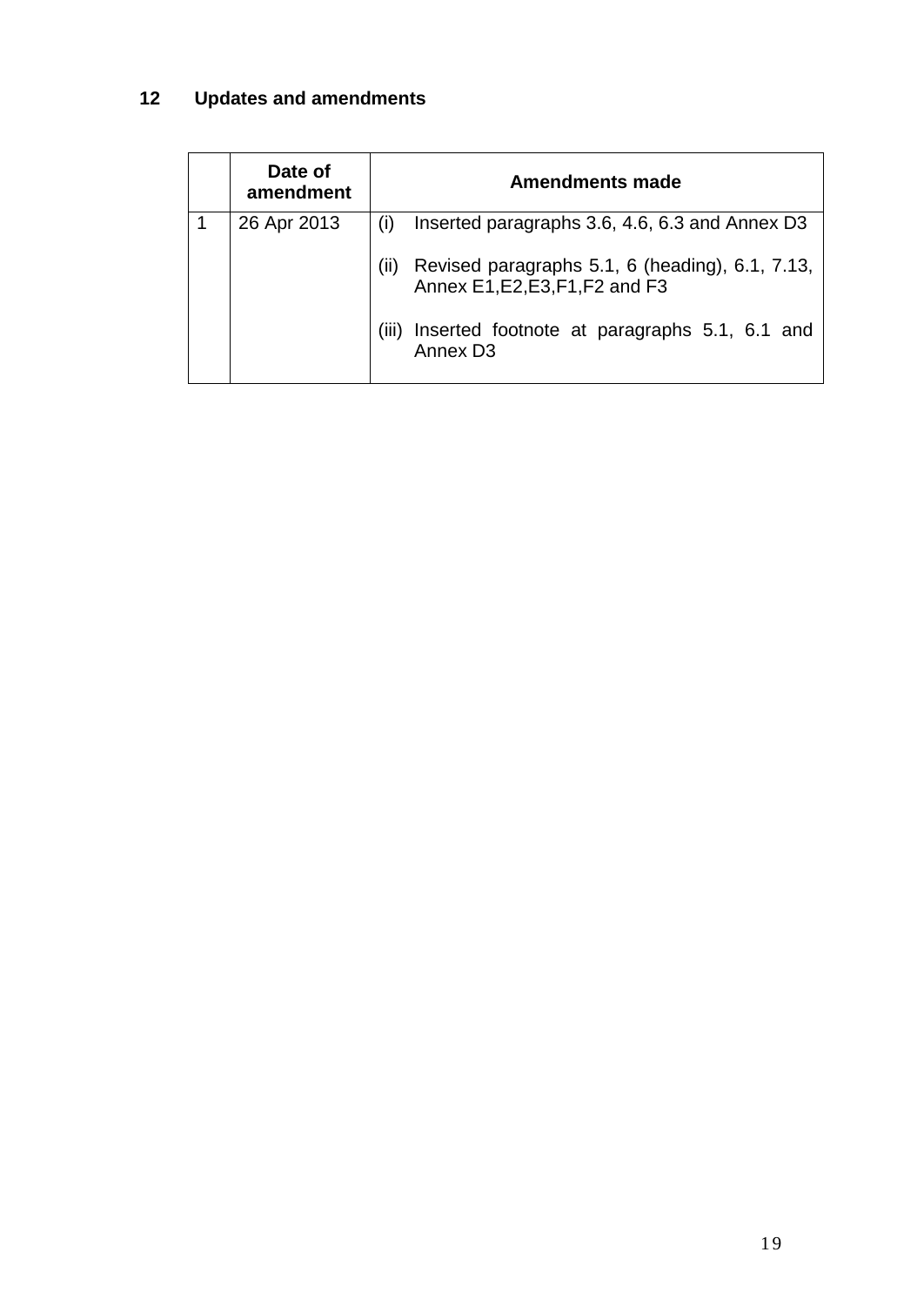## 12 Updates and amendments

| | Date of amendment | Amendments made |
|---|---|---|
| 1 | 26 Apr 2013 | (i) Inserted paragraphs 3.6, 4.6, 6.3 and Annex D3<br><br>(ii) Revised paragraphs 5.1, 6 (heading), 6.1, 7.13, Annex E1,E2,E3,F1,F2 and F3<br><br>(iii) Inserted footnote at paragraphs 5.1, 6.1 and Annex D3 |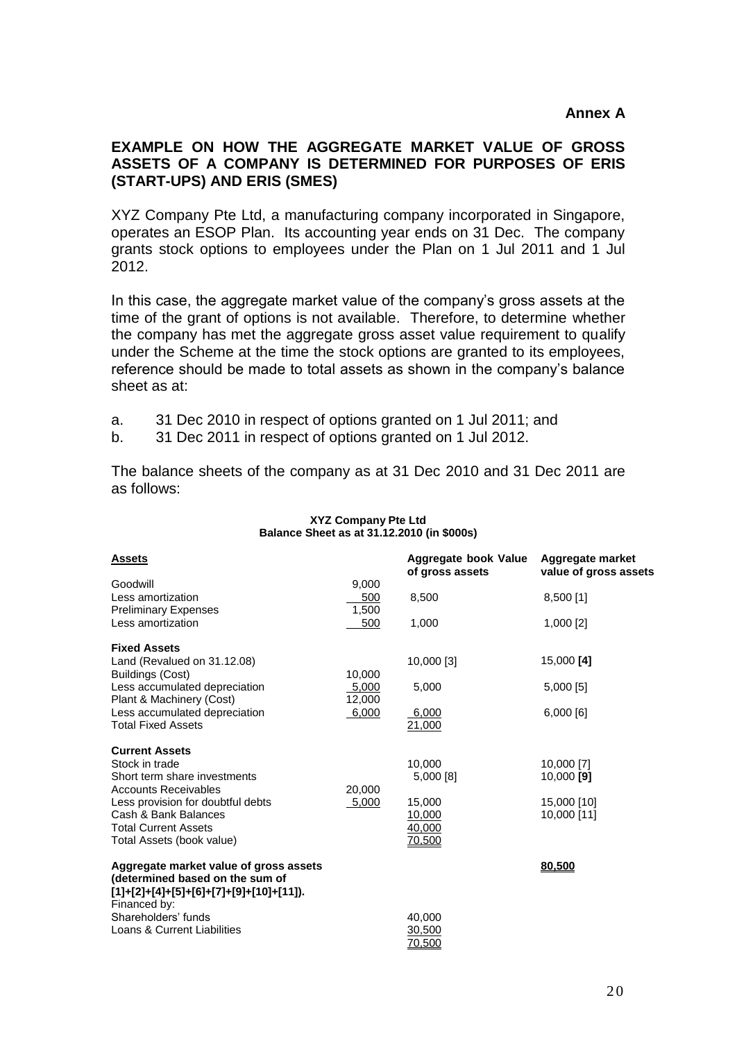**Annex A**

## EXAMPLE ON HOW THE AGGREGATE MARKET VALUE OF GROSS ASSETS OF A COMPANY IS DETERMINED FOR PURPOSES OF ERIS (START-UPS) AND ERIS (SMES)

XYZ Company Pte Ltd, a manufacturing company incorporated in Singapore, operates an ESOP Plan. Its accounting year ends on 31 Dec. The company grants stock options to employees under the Plan on 1 Jul 2011 and 1 Jul 2012.

In this case, the aggregate market value of the company's gross assets at the time of the grant of options is not available. Therefore, to determine whether the company has met the aggregate gross asset value requirement to qualify under the Scheme at the time the stock options are granted to its employees, reference should be made to total assets as shown in the company's balance sheet as at:

a. 31 Dec 2010 in respect of options granted on 1 Jul 2011; and
b. 31 Dec 2011 in respect of options granted on 1 Jul 2012.

The balance sheets of the company as at 31 Dec 2010 and 31 Dec 2011 are as follows:

**XYZ Company Pte Ltd**
**Balance Sheet as at 31.12.2010 (in $000s)**

| **Assets** | | **Aggregate book Value of gross assets** | **Aggregate market value of gross assets** |
|---|---|---|---|
| Goodwill | 9,000 | | |
| Less amortization | 500 | 8,500 | 8,500 [1] |
| Preliminary Expenses | 1,500 | | |
| Less amortization | 500 | 1,000 | 1,000 [2] |
| **Fixed Assets** | | | |
| Land (Revalued on 31.12.08) | | 10,000 [3] | 15,000 **[4]** |
| Buildings (Cost) | 10,000 | | |
| Less accumulated depreciation | 5,000 | 5,000 | 5,000 [5] |
| Plant & Machinery (Cost) | 12,000 | | |
| Less accumulated depreciation | 6,000 | 6,000 | 6,000 [6] |
| Total Fixed Assets | | 21,000 | |
| **Current Assets** | | | |
| Stock in trade | | 10,000 | 10,000 [7] |
| Short term share investments | | 5,000 [8] | 10,000 **[9]** |
| Accounts Receivables | 20,000 | | |
| Less provision for doubtful debts | 5,000 | 15,000 | 15,000 [10] |
| Cash & Bank Balances | | 10,000 | 10,000 [11] |
| Total Current Assets | | 40,000 | |
| Total Assets (book value) | | 70,500 | |
| **Aggregate market value of gross assets (determined based on the sum of [1]+[2]+[4]+[5]+[6]+[7]+[9]+[10]+[11]).** | | | **80,500** |
| Financed by: | | | |
| Shareholders' funds | | 40,000 | |
| Loans & Current Liabilities | | 30,500 | |
| | | 70,500 | |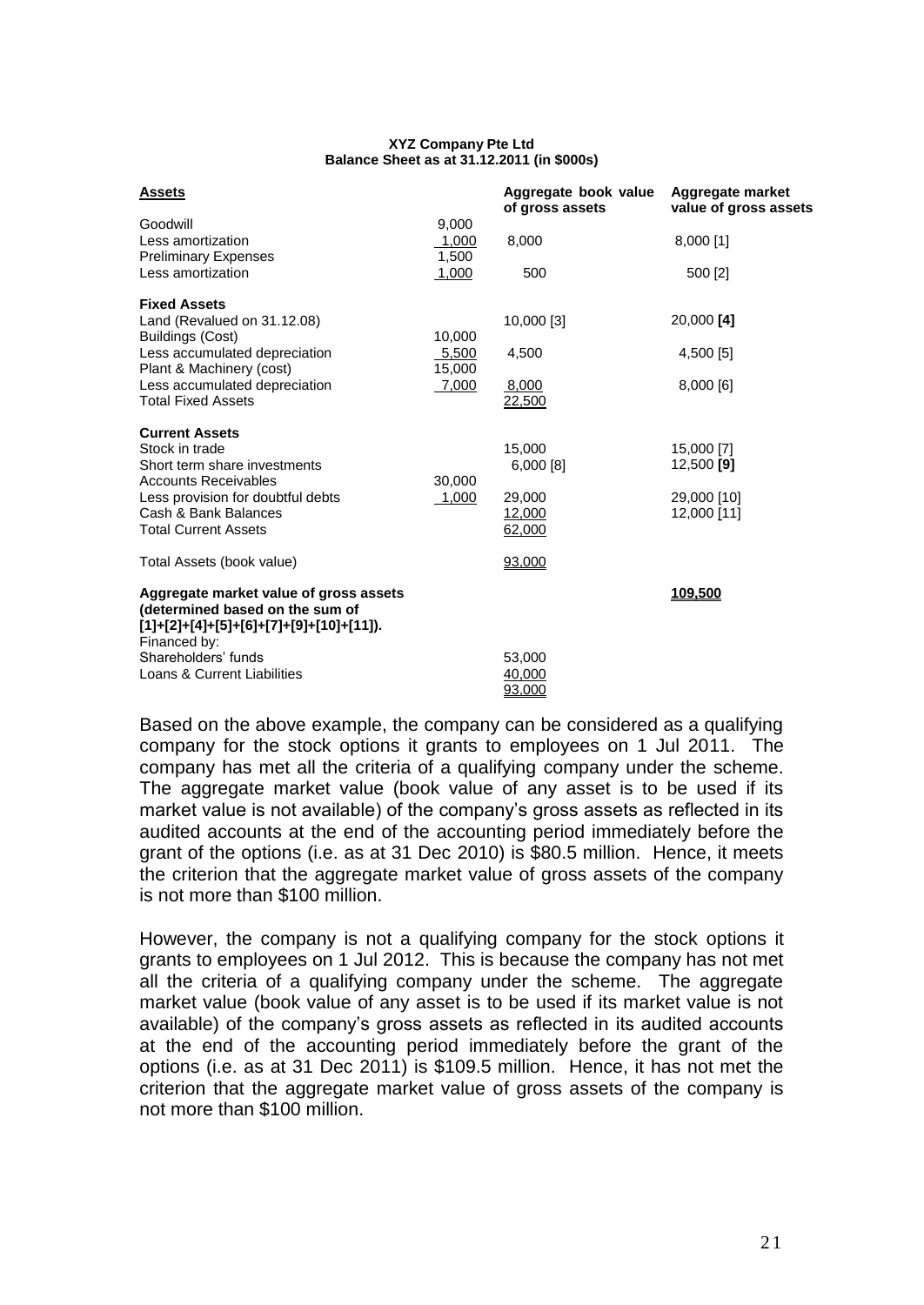**XYZ Company Pte Ltd**
**Balance Sheet as at 31.12.2011 (in $000s)**

| **Assets** | | **Aggregate book value of gross assets** | **Aggregate market value of gross assets** |
|---|---|---|---|
| Goodwill | 9,000 | | |
| Less amortization | 1,000 | 8,000 | 8,000 [1] |
| Preliminary Expenses | 1,500 | | |
| Less amortization | 1,000 | 500 | 500 [2] |
| **Fixed Assets** | | | |
| Land (Revalued on 31.12.08) | | 10,000 [3] | 20,000 **[4]** |
| Buildings (Cost) | 10,000 | | |
| Less accumulated depreciation | 5,500 | 4,500 | 4,500 [5] |
| Plant & Machinery (cost) | 15,000 | | |
| Less accumulated depreciation | 7,000 | 8,000 | 8,000 [6] |
| Total Fixed Assets | | 22,500 | |
| **Current Assets** | | | |
| Stock in trade | | 15,000 | 15,000 [7] |
| Short term share investments | | 6,000 [8] | 12,500 **[9]** |
| Accounts Receivables | 30,000 | | |
| Less provision for doubtful debts | 1,000 | 29,000 | 29,000 [10] |
| Cash & Bank Balances | | 12,000 | 12,000 [11] |
| Total Current Assets | | 62,000 | |
| Total Assets (book value) | | 93,000 | |
| **Aggregate market value of gross assets (determined based on the sum of [1]+[2]+[4]+[5]+[6]+[7]+[9]+[10]+[11]).** | | | **109,500** |
| Financed by: | | | |
| Shareholders' funds | | 53,000 | |
| Loans & Current Liabilities | | 40,000 | |
| | | 93,000 | |

Based on the above example, the company can be considered as a qualifying company for the stock options it grants to employees on 1 Jul 2011. The company has met all the criteria of a qualifying company under the scheme. The aggregate market value (book value of any asset is to be used if its market value is not available) of the company's gross assets as reflected in its audited accounts at the end of the accounting period immediately before the grant of the options (i.e. as at 31 Dec 2010) is $80.5 million. Hence, it meets the criterion that the aggregate market value of gross assets of the company is not more than $100 million.

However, the company is not a qualifying company for the stock options it grants to employees on 1 Jul 2012. This is because the company has not met all the criteria of a qualifying company under the scheme. The aggregate market value (book value of any asset is to be used if its market value is not available) of the company's gross assets as reflected in its audited accounts at the end of the accounting period immediately before the grant of the options (i.e. as at 31 Dec 2011) is $109.5 million. Hence, it has not met the criterion that the aggregate market value of gross assets of the company is not more than $100 million.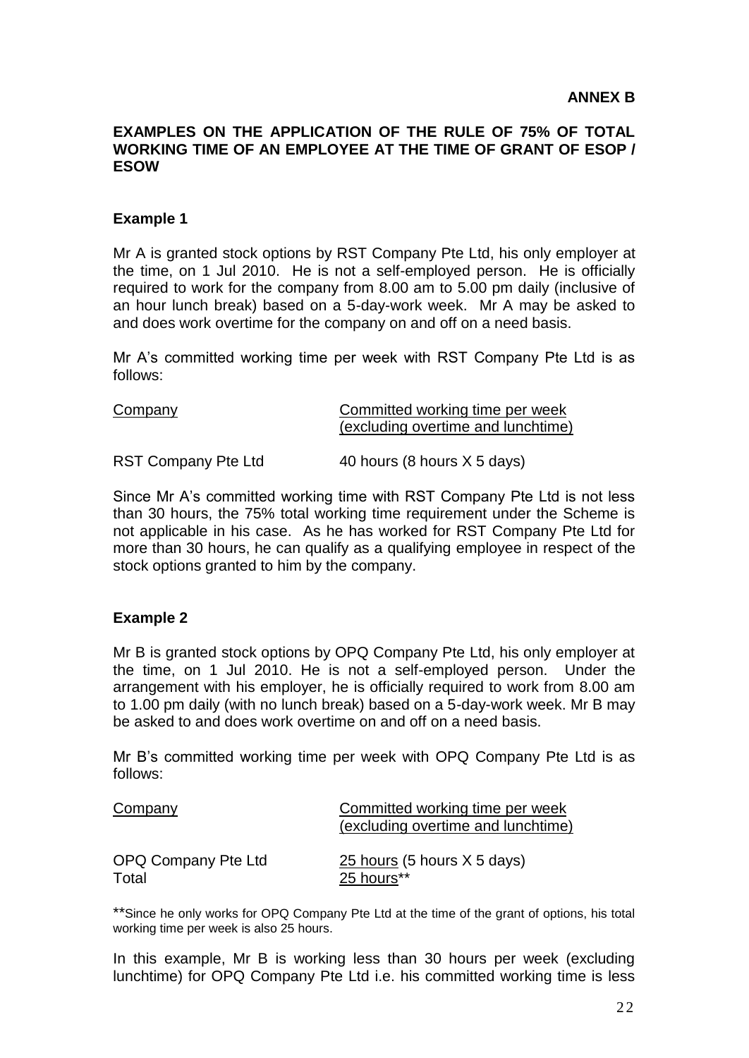**ANNEX B**

**EXAMPLES ON THE APPLICATION OF THE RULE OF 75% OF TOTAL WORKING TIME OF AN EMPLOYEE AT THE TIME OF GRANT OF ESOP / ESOW**

**Example 1**

Mr A is granted stock options by RST Company Pte Ltd, his only employer at the time, on 1 Jul 2010. He is not a self-employed person. He is officially required to work for the company from 8.00 am to 5.00 pm daily (inclusive of an hour lunch break) based on a 5-day-work week. Mr A may be asked to and does work overtime for the company on and off on a need basis.

Mr A's committed working time per week with RST Company Pte Ltd is as follows:

| Company | Committed working time per week (excluding overtime and lunchtime) |
|---|---|
| RST Company Pte Ltd | 40 hours (8 hours X 5 days) |

Since Mr A's committed working time with RST Company Pte Ltd is not less than 30 hours, the 75% total working time requirement under the Scheme is not applicable in his case. As he has worked for RST Company Pte Ltd for more than 30 hours, he can qualify as a qualifying employee in respect of the stock options granted to him by the company.

**Example 2**

Mr B is granted stock options by OPQ Company Pte Ltd, his only employer at the time, on 1 Jul 2010. He is not a self-employed person. Under the arrangement with his employer, he is officially required to work from 8.00 am to 1.00 pm daily (with no lunch break) based on a 5-day-work week. Mr B may be asked to and does work overtime on and off on a need basis.

Mr B's committed working time per week with OPQ Company Pte Ltd is as follows:

| Company | Committed working time per week (excluding overtime and lunchtime) |
|---|---|
| OPQ Company Pte Ltd | 25 hours (5 hours X 5 days) |
| Total | 25 hours** |

**Since he only works for OPQ Company Pte Ltd at the time of the grant of options, his total working time per week is also 25 hours.

In this example, Mr B is working less than 30 hours per week (excluding lunchtime) for OPQ Company Pte Ltd i.e. his committed working time is less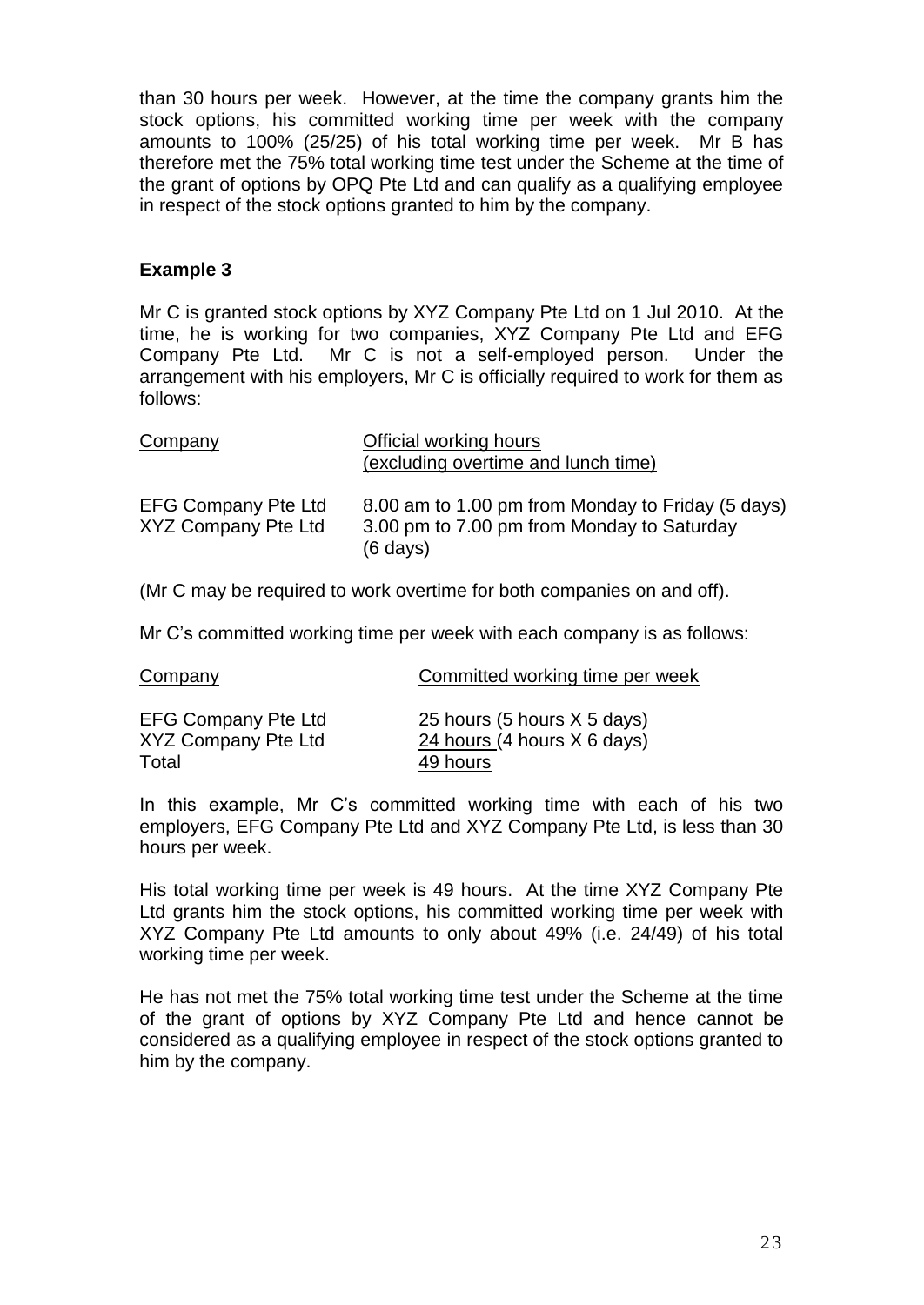than 30 hours per week. However, at the time the company grants him the stock options, his committed working time per week with the company amounts to 100% (25/25) of his total working time per week. Mr B has therefore met the 75% total working time test under the Scheme at the time of the grant of options by OPQ Pte Ltd and can qualify as a qualifying employee in respect of the stock options granted to him by the company.

**Example 3**

Mr C is granted stock options by XYZ Company Pte Ltd on 1 Jul 2010. At the time, he is working for two companies, XYZ Company Pte Ltd and EFG Company Pte Ltd. Mr C is not a self-employed person. Under the arrangement with his employers, Mr C is officially required to work for them as follows:

| Company | Official working hours (excluding overtime and lunch time) |
|---|---|
| EFG Company Pte Ltd | 8.00 am to 1.00 pm from Monday to Friday (5 days) |
| XYZ Company Pte Ltd | 3.00 pm to 7.00 pm from Monday to Saturday (6 days) |

(Mr C may be required to work overtime for both companies on and off).

Mr C's committed working time per week with each company is as follows:

| Company | Committed working time per week |
|---|---|
| EFG Company Pte Ltd | 25 hours (5 hours X 5 days) |
| XYZ Company Pte Ltd | 24 hours (4 hours X 6 days) |
| Total | 49 hours |

In this example, Mr C's committed working time with each of his two employers, EFG Company Pte Ltd and XYZ Company Pte Ltd, is less than 30 hours per week.

His total working time per week is 49 hours. At the time XYZ Company Pte Ltd grants him the stock options, his committed working time per week with XYZ Company Pte Ltd amounts to only about 49% (i.e. 24/49) of his total working time per week.

He has not met the 75% total working time test under the Scheme at the time of the grant of options by XYZ Company Pte Ltd and hence cannot be considered as a qualifying employee in respect of the stock options granted to him by the company.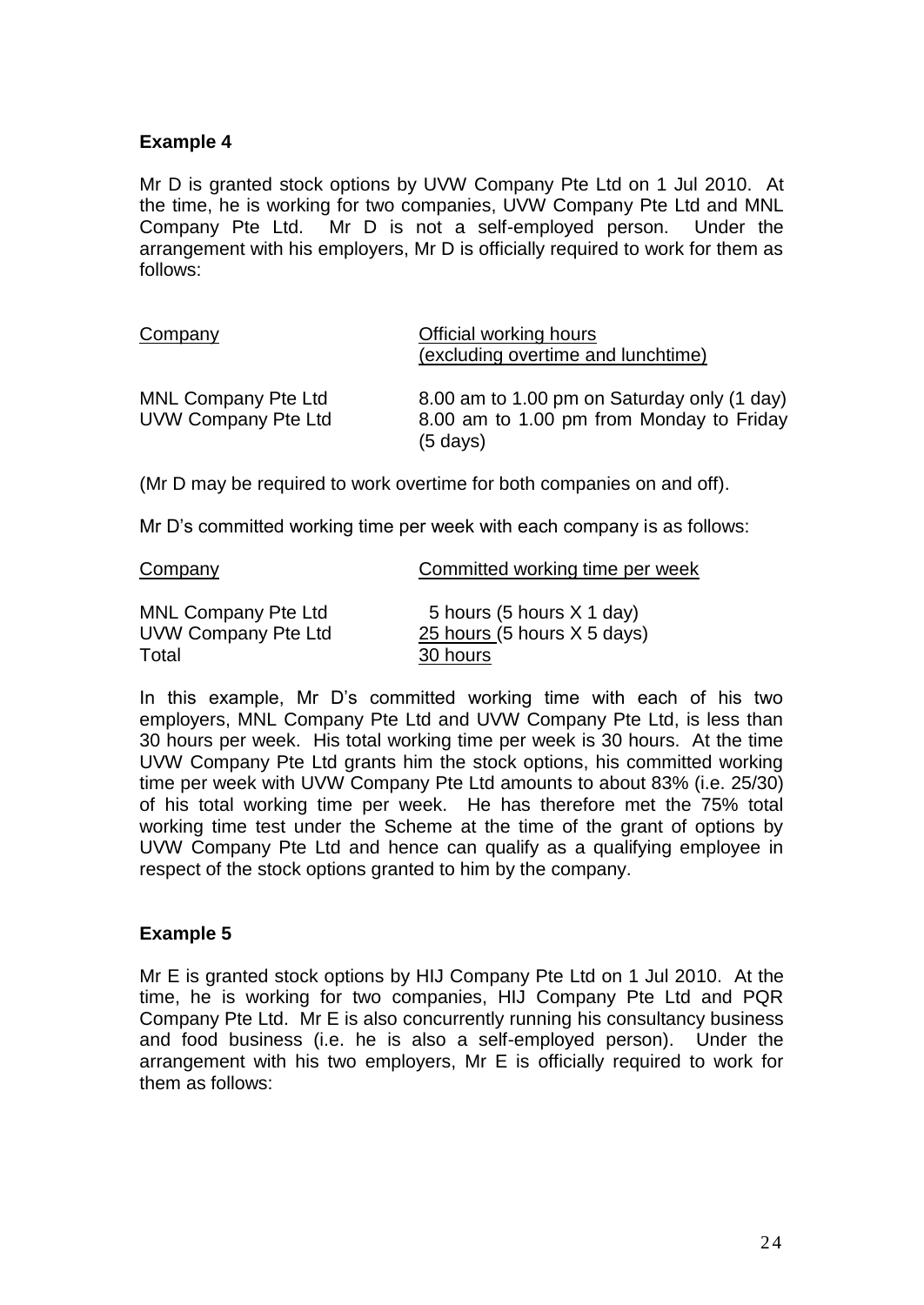**Example 4**

Mr D is granted stock options by UVW Company Pte Ltd on 1 Jul 2010. At the time, he is working for two companies, UVW Company Pte Ltd and MNL Company Pte Ltd. Mr D is not a self-employed person. Under the arrangement with his employers, Mr D is officially required to work for them as follows:

| Company | Official working hours (excluding overtime and lunchtime) |
|---|---|
| MNL Company Pte Ltd | 8.00 am to 1.00 pm on Saturday only (1 day) |
| UVW Company Pte Ltd | 8.00 am to 1.00 pm from Monday to Friday (5 days) |

(Mr D may be required to work overtime for both companies on and off).

Mr D's committed working time per week with each company is as follows:

| Company | Committed working time per week |
|---|---|
| MNL Company Pte Ltd | 5 hours (5 hours X 1 day) |
| UVW Company Pte Ltd | 25 hours (5 hours X 5 days) |
| Total | 30 hours |

In this example, Mr D's committed working time with each of his two employers, MNL Company Pte Ltd and UVW Company Pte Ltd, is less than 30 hours per week. His total working time per week is 30 hours. At the time UVW Company Pte Ltd grants him the stock options, his committed working time per week with UVW Company Pte Ltd amounts to about 83% (i.e. 25/30) of his total working time per week. He has therefore met the 75% total working time test under the Scheme at the time of the grant of options by UVW Company Pte Ltd and hence can qualify as a qualifying employee in respect of the stock options granted to him by the company.

**Example 5**

Mr E is granted stock options by HIJ Company Pte Ltd on 1 Jul 2010. At the time, he is working for two companies, HIJ Company Pte Ltd and PQR Company Pte Ltd. Mr E is also concurrently running his consultancy business and food business (i.e. he is also a self-employed person). Under the arrangement with his two employers, Mr E is officially required to work for them as follows: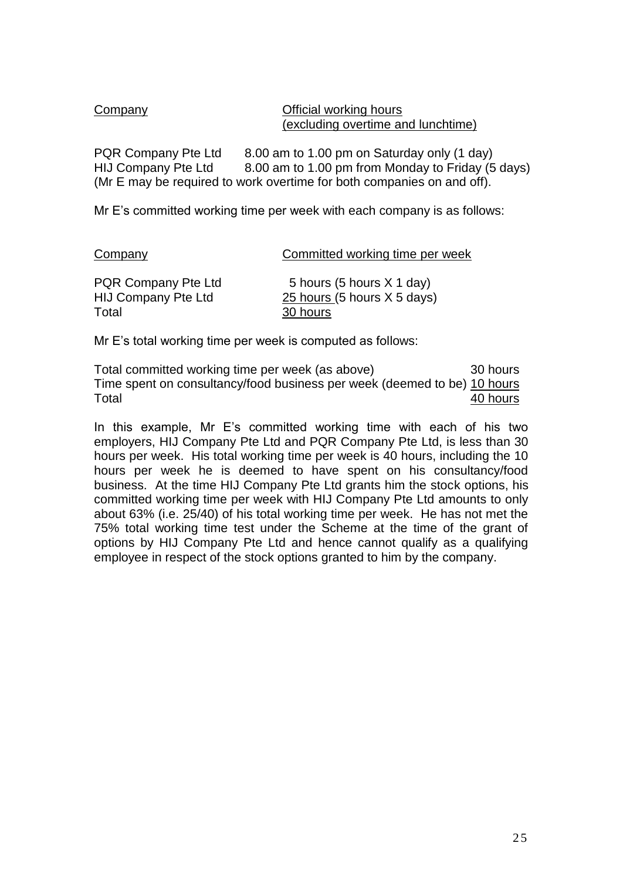| Company | Official working hours (excluding overtime and lunchtime) |
|---|---|
| PQR Company Pte Ltd | 8.00 am to 1.00 pm on Saturday only (1 day) |
| HIJ Company Pte Ltd | 8.00 am to 1.00 pm from Monday to Friday (5 days) |

(Mr E may be required to work overtime for both companies on and off).

Mr E's committed working time per week with each company is as follows:

| Company | Committed working time per week |
|---|---|
| PQR Company Pte Ltd | 5 hours (5 hours X 1 day) |
| HIJ Company Pte Ltd | 25 hours (5 hours X 5 days) |
| Total | 30 hours |

Mr E's total working time per week is computed as follows:

| | |
|---|---|
| Total committed working time per week (as above) | 30 hours |
| Time spent on consultancy/food business per week (deemed to be) | 10 hours |
| Total | 40 hours |

In this example, Mr E's committed working time with each of his two employers, HIJ Company Pte Ltd and PQR Company Pte Ltd, is less than 30 hours per week. His total working time per week is 40 hours, including the 10 hours per week he is deemed to have spent on his consultancy/food business. At the time HIJ Company Pte Ltd grants him the stock options, his committed working time per week with HIJ Company Pte Ltd amounts to only about 63% (i.e. 25/40) of his total working time per week. He has not met the 75% total working time test under the Scheme at the time of the grant of options by HIJ Company Pte Ltd and hence cannot qualify as a qualifying employee in respect of the stock options granted to him by the company.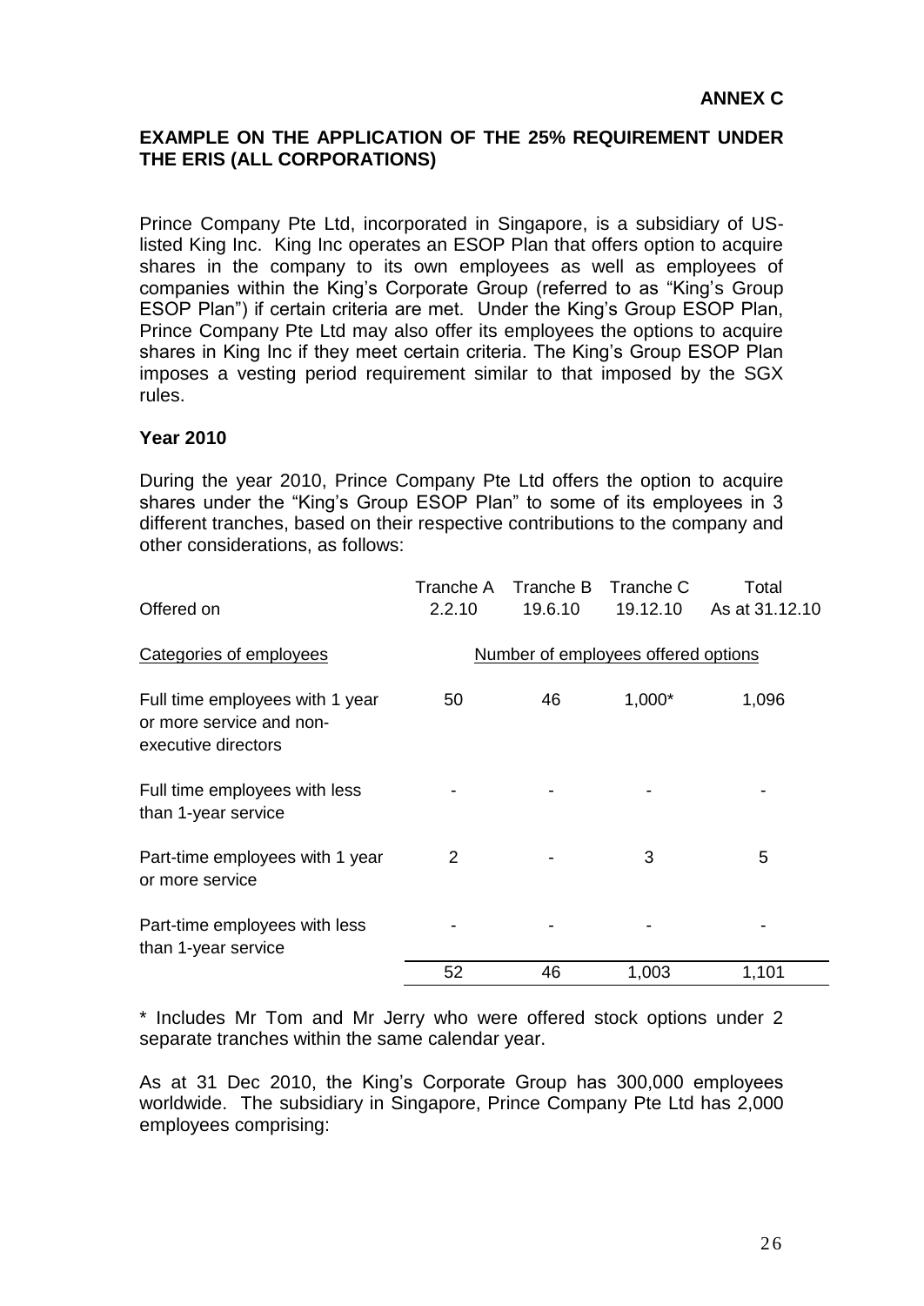**ANNEX C**

**EXAMPLE ON THE APPLICATION OF THE 25% REQUIREMENT UNDER THE ERIS (ALL CORPORATIONS)**

Prince Company Pte Ltd, incorporated in Singapore, is a subsidiary of US-listed King Inc. King Inc operates an ESOP Plan that offers option to acquire shares in the company to its own employees as well as employees of companies within the King's Corporate Group (referred to as "King's Group ESOP Plan") if certain criteria are met. Under the King's Group ESOP Plan, Prince Company Pte Ltd may also offer its employees the options to acquire shares in King Inc if they meet certain criteria. The King's Group ESOP Plan imposes a vesting period requirement similar to that imposed by the SGX rules.

**Year 2010**

During the year 2010, Prince Company Pte Ltd offers the option to acquire shares under the "King's Group ESOP Plan" to some of its employees in 3 different tranches, based on their respective contributions to the company and other considerations, as follows:

| | Tranche A | Tranche B | Tranche C | Total |
|---|---|---|---|---|
| Offered on | 2.2.10 | 19.6.10 | 19.12.10 | As at 31.12.10 |
| Categories of employees | Number of employees offered options | | | |
| Full time employees with 1 year or more service and non-executive directors | 50 | 46 | 1,000* | 1,096 |
| Full time employees with less than 1-year service | - | - | - | - |
| Part-time employees with 1 year or more service | 2 | - | 3 | 5 |
| Part-time employees with less than 1-year service | - | - | - | - |
| | 52 | 46 | 1,003 | 1,101 |

* Includes Mr Tom and Mr Jerry who were offered stock options under 2 separate tranches within the same calendar year.

As at 31 Dec 2010, the King's Corporate Group has 300,000 employees worldwide. The subsidiary in Singapore, Prince Company Pte Ltd has 2,000 employees comprising: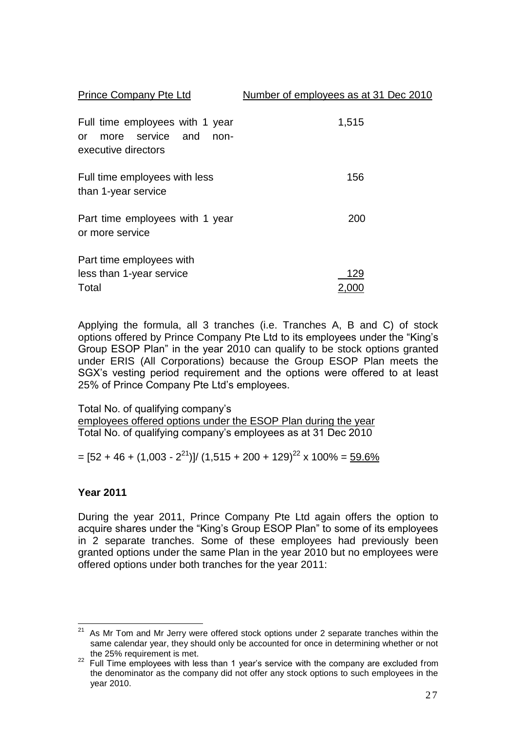| Prince Company Pte Ltd | Number of employees as at 31 Dec 2010 |
|---|---|
| Full time employees with 1 year or more service and non-executive directors | 1,515 |
| Full time employees with less than 1-year service | 156 |
| Part time employees with 1 year or more service | 200 |
| Part time employees with less than 1-year service | 129 |
| Total | 2,000 |

Applying the formula, all 3 tranches (i.e. Tranches A, B and C) of stock options offered by Prince Company Pte Ltd to its employees under the "King's Group ESOP Plan" in the year 2010 can qualify to be stock options granted under ERIS (All Corporations) because the Group ESOP Plan meets the SGX's vesting period requirement and the options were offered to at least 25% of Prince Company Pte Ltd's employees.

$$\frac{\text{Total No. of qualifying company's employees offered options under the ESOP Plan during the year}}{\text{Total No. of qualifying company's employees as at 31 Dec 2010}}$$

= [52 + 46 + (1,003 - 2[21])]/ (1,515 + 200 + 129)[22] x 100% = 59.6%

**Year 2011**

During the year 2011, Prince Company Pte Ltd again offers the option to acquire shares under the "King's Group ESOP Plan" to some of its employees in 2 separate tranches. Some of these employees had previously been granted options under the same Plan in the year 2010 but no employees were offered options under both tranches for the year 2011:

---

[21] As Mr Tom and Mr Jerry were offered stock options under 2 separate tranches within the same calendar year, they should only be accounted for once in determining whether or not the 25% requirement is met.

[22] Full Time employees with less than 1 year's service with the company are excluded from the denominator as the company did not offer any stock options to such employees in the year 2010.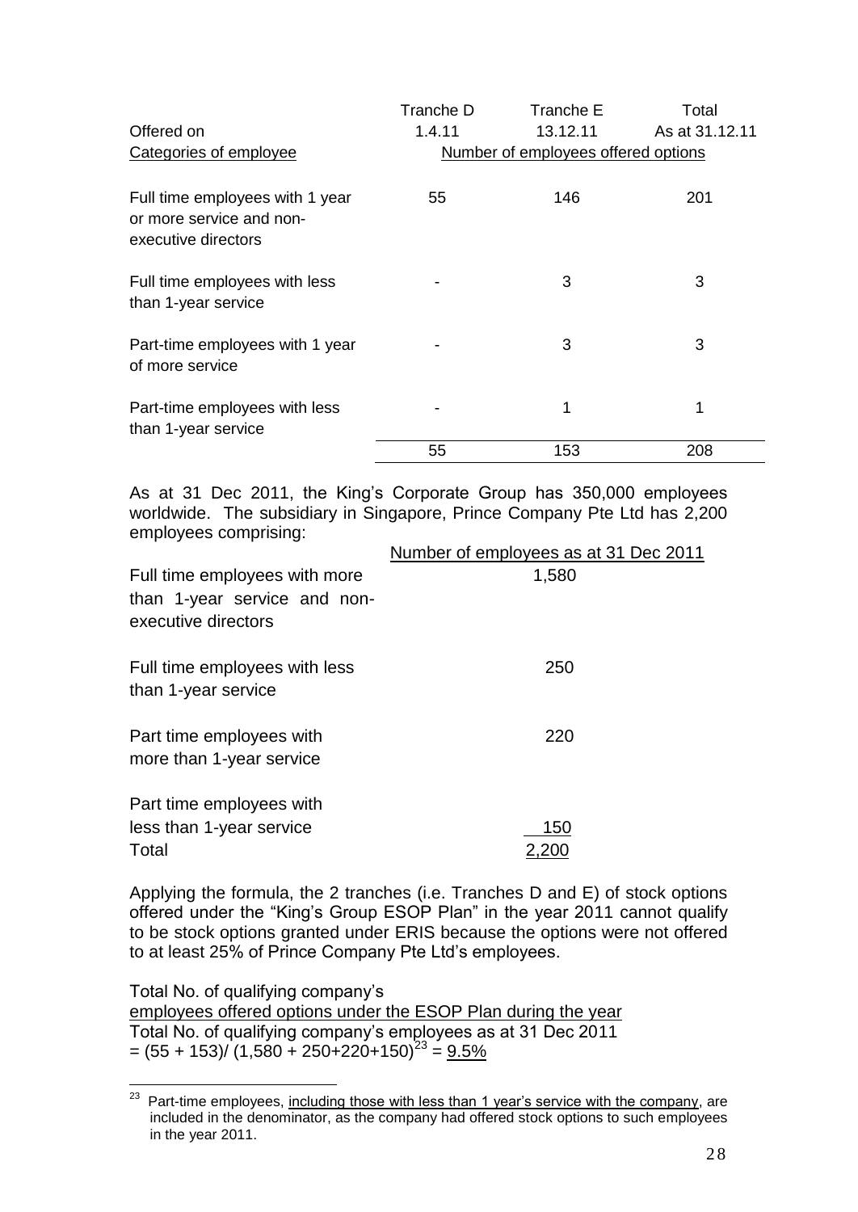| Offered on | Tranche D<br>1.4.11 | Tranche E<br>13.12.11 | Total<br>As at 31.12.11 |
|---|---|---|---|
| Categories of employee | Number of employees offered options | | |
| Full time employees with 1 year or more service and non-executive directors | 55 | 146 | 201 |
| Full time employees with less than 1-year service | - | 3 | 3 |
| Part-time employees with 1 year of more service | - | 3 | 3 |
| Part-time employees with less than 1-year service | - | 1 | 1 |
| | 55 | 153 | 208 |

As at 31 Dec 2011, the King's Corporate Group has 350,000 employees worldwide. The subsidiary in Singapore, Prince Company Pte Ltd has 2,200 employees comprising:

| | Number of employees as at 31 Dec 2011 |
|---|---|
| Full time employees with more than 1-year service and non-executive directors | 1,580 |
| Full time employees with less than 1-year service | 250 |
| Part time employees with more than 1-year service | 220 |
| Part time employees with less than 1-year service | 150 |
| Total | 2,200 |

Applying the formula, the 2 tranches (i.e. Tranches D and E) of stock options offered under the "King's Group ESOP Plan" in the year 2011 cannot qualify to be stock options granted under ERIS because the options were not offered to at least 25% of Prince Company Pte Ltd's employees.

Total No. of qualifying company's employees offered options under the ESOP Plan during the year / Total No. of qualifying company's employees as at 31 Dec 2011

= (55 + 153)/ (1,580 + 250+220+150)[23] = 9.5%

[23] Part-time employees, including those with less than 1 year's service with the company, are included in the denominator, as the company had offered stock options to such employees in the year 2011.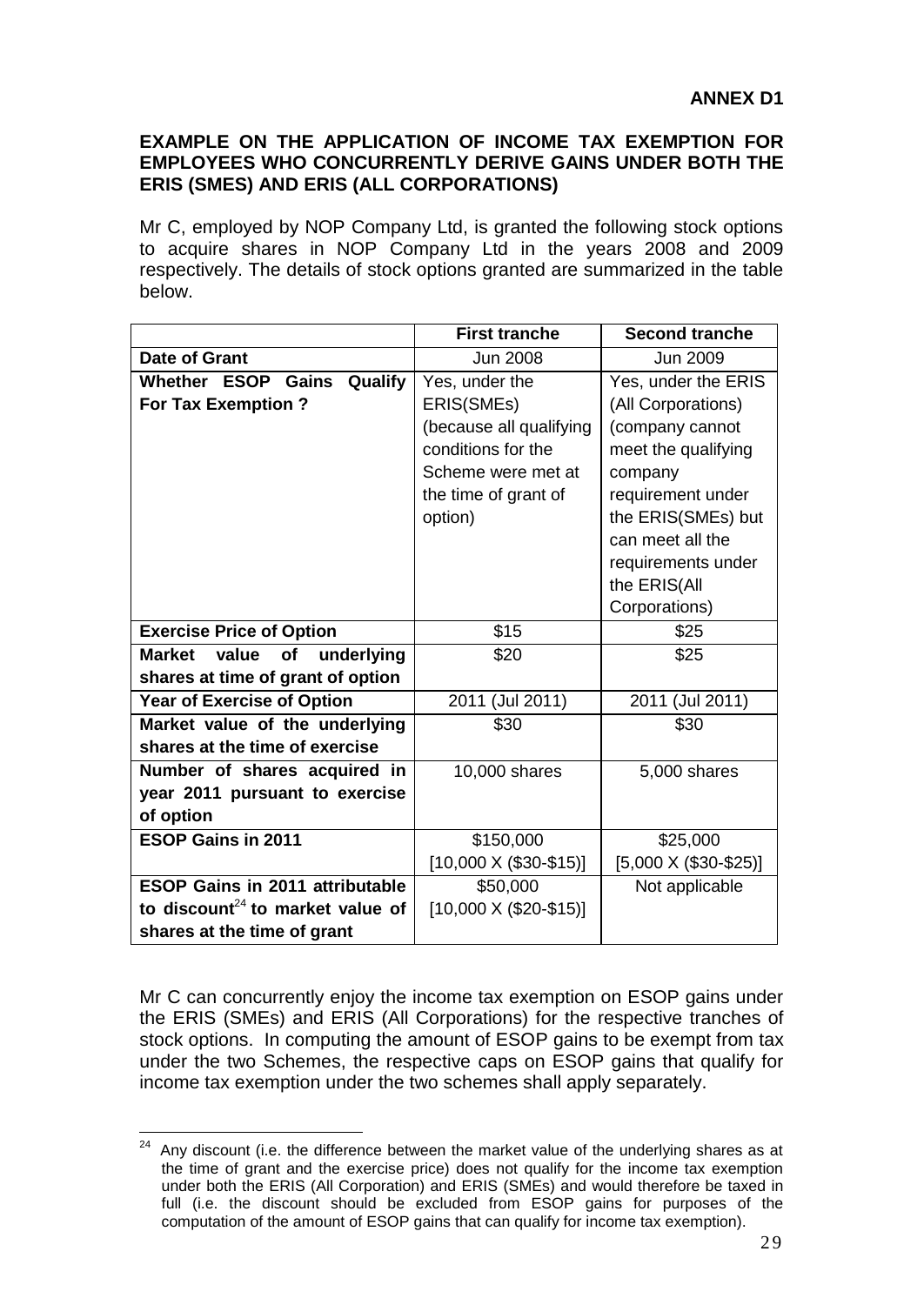**ANNEX D1**

**EXAMPLE ON THE APPLICATION OF INCOME TAX EXEMPTION FOR EMPLOYEES WHO CONCURRENTLY DERIVE GAINS UNDER BOTH THE ERIS (SMES) AND ERIS (ALL CORPORATIONS)**

Mr C, employed by NOP Company Ltd, is granted the following stock options to acquire shares in NOP Company Ltd in the years 2008 and 2009 respectively. The details of stock options granted are summarized in the table below.

| | **First tranche** | **Second tranche** |
|---|---|---|
| **Date of Grant** | Jun 2008 | Jun 2009 |
| **Whether ESOP Gains Qualify For Tax Exemption ?** | Yes, under the ERIS(SMEs) (because all qualifying conditions for the Scheme were met at the time of grant of option) | Yes, under the ERIS (All Corporations) (company cannot meet the qualifying company requirement under the ERIS(SMEs) but can meet all the requirements under the ERIS(All Corporations) |
| **Exercise Price of Option** | $15 | $25 |
| **Market value of underlying shares at time of grant of option** | $20 | $25 |
| **Year of Exercise of Option** | 2011 (Jul 2011) | 2011 (Jul 2011) |
| **Market value of the underlying shares at the time of exercise** | $30 | $30 |
| **Number of shares acquired in year 2011 pursuant to exercise of option** | 10,000 shares | 5,000 shares |
| **ESOP Gains in 2011** | $150,000 [10,000 X ($30-$15)] | $25,000 [5,000 X ($30-$25)] |
| **ESOP Gains in 2011 attributable to discount[24] to market value of shares at the time of grant** | $50,000 [10,000 X ($20-$15)] | Not applicable |

Mr C can concurrently enjoy the income tax exemption on ESOP gains under the ERIS (SMEs) and ERIS (All Corporations) for the respective tranches of stock options. In computing the amount of ESOP gains to be exempt from tax under the two Schemes, the respective caps on ESOP gains that qualify for income tax exemption under the two schemes shall apply separately.

---

[24] Any discount (i.e. the difference between the market value of the underlying shares as at the time of grant and the exercise price) does not qualify for the income tax exemption under both the ERIS (All Corporation) and ERIS (SMEs) and would therefore be taxed in full (i.e. the discount should be excluded from ESOP gains for purposes of the computation of the amount of ESOP gains that can qualify for income tax exemption).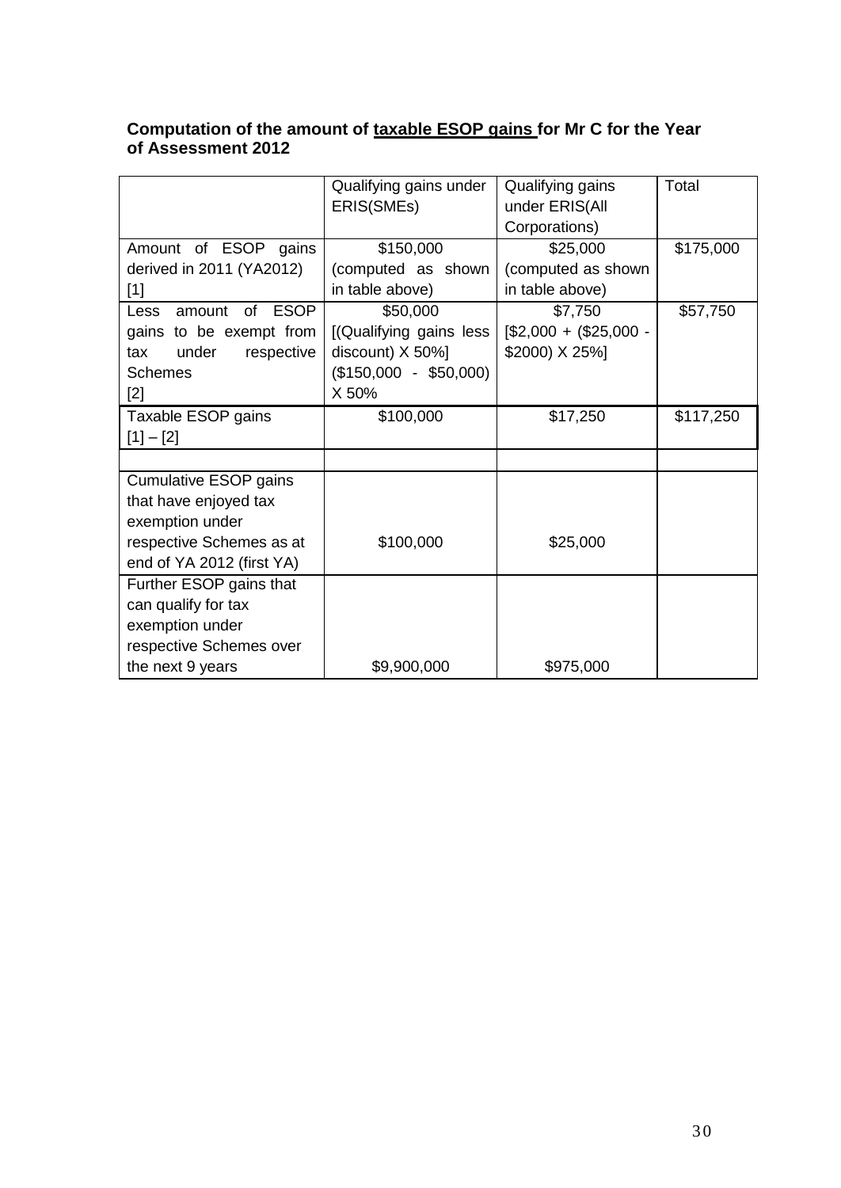**Computation of the amount of <u>taxable ESOP gains</u> for Mr C for the Year of Assessment 2012**

| | Qualifying gains under ERIS(SMEs) | Qualifying gains under ERIS(All Corporations) | Total |
|---|---|---|---|
| Amount of ESOP gains derived in 2011 (YA2012) [1] | $150,000 (computed as shown in table above) | $25,000 (computed as shown in table above) | $175,000 |
| Less amount of ESOP gains to be exempt from tax under respective Schemes [2] | $50,000 [(Qualifying gains less discount) X 50%] ($150,000 - $50,000) X 50% | $7,750 [$2,000 + ($25,000 - $2000) X 25%] | $57,750 |
| Taxable ESOP gains [1] – [2] | $100,000 | $17,250 | $117,250 |
| | | | |
| Cumulative ESOP gains that have enjoyed tax exemption under respective Schemes as at end of YA 2012 (first YA) | $100,000 | $25,000 | |
| Further ESOP gains that can qualify for tax exemption under respective Schemes over the next 9 years | $9,900,000 | $975,000 | |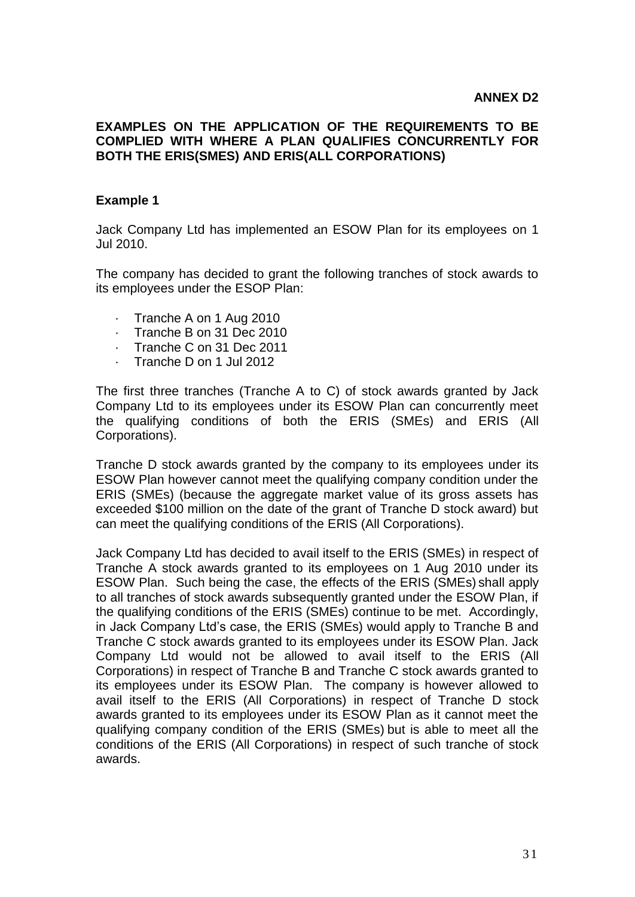**ANNEX D2**

## EXAMPLES ON THE APPLICATION OF THE REQUIREMENTS TO BE COMPLIED WITH WHERE A PLAN QUALIFIES CONCURRENTLY FOR BOTH THE ERIS(SMES) AND ERIS(ALL CORPORATIONS)

### Example 1

Jack Company Ltd has implemented an ESOW Plan for its employees on 1 Jul 2010.

The company has decided to grant the following tranches of stock awards to its employees under the ESOP Plan:

- Tranche A on 1 Aug 2010
- Tranche B on 31 Dec 2010
- Tranche C on 31 Dec 2011
- Tranche D on 1 Jul 2012

The first three tranches (Tranche A to C) of stock awards granted by Jack Company Ltd to its employees under its ESOW Plan can concurrently meet the qualifying conditions of both the ERIS (SMEs) and ERIS (All Corporations).

Tranche D stock awards granted by the company to its employees under its ESOW Plan however cannot meet the qualifying company condition under the ERIS (SMEs) (because the aggregate market value of its gross assets has exceeded $100 million on the date of the grant of Tranche D stock award) but can meet the qualifying conditions of the ERIS (All Corporations).

Jack Company Ltd has decided to avail itself to the ERIS (SMEs) in respect of Tranche A stock awards granted to its employees on 1 Aug 2010 under its ESOW Plan. Such being the case, the effects of the ERIS (SMEs) shall apply to all tranches of stock awards subsequently granted under the ESOW Plan, if the qualifying conditions of the ERIS (SMEs) continue to be met. Accordingly, in Jack Company Ltd's case, the ERIS (SMEs) would apply to Tranche B and Tranche C stock awards granted to its employees under its ESOW Plan. Jack Company Ltd would not be allowed to avail itself to the ERIS (All Corporations) in respect of Tranche B and Tranche C stock awards granted to its employees under its ESOW Plan. The company is however allowed to avail itself to the ERIS (All Corporations) in respect of Tranche D stock awards granted to its employees under its ESOW Plan as it cannot meet the qualifying company condition of the ERIS (SMEs) but is able to meet all the conditions of the ERIS (All Corporations) in respect of such tranche of stock awards.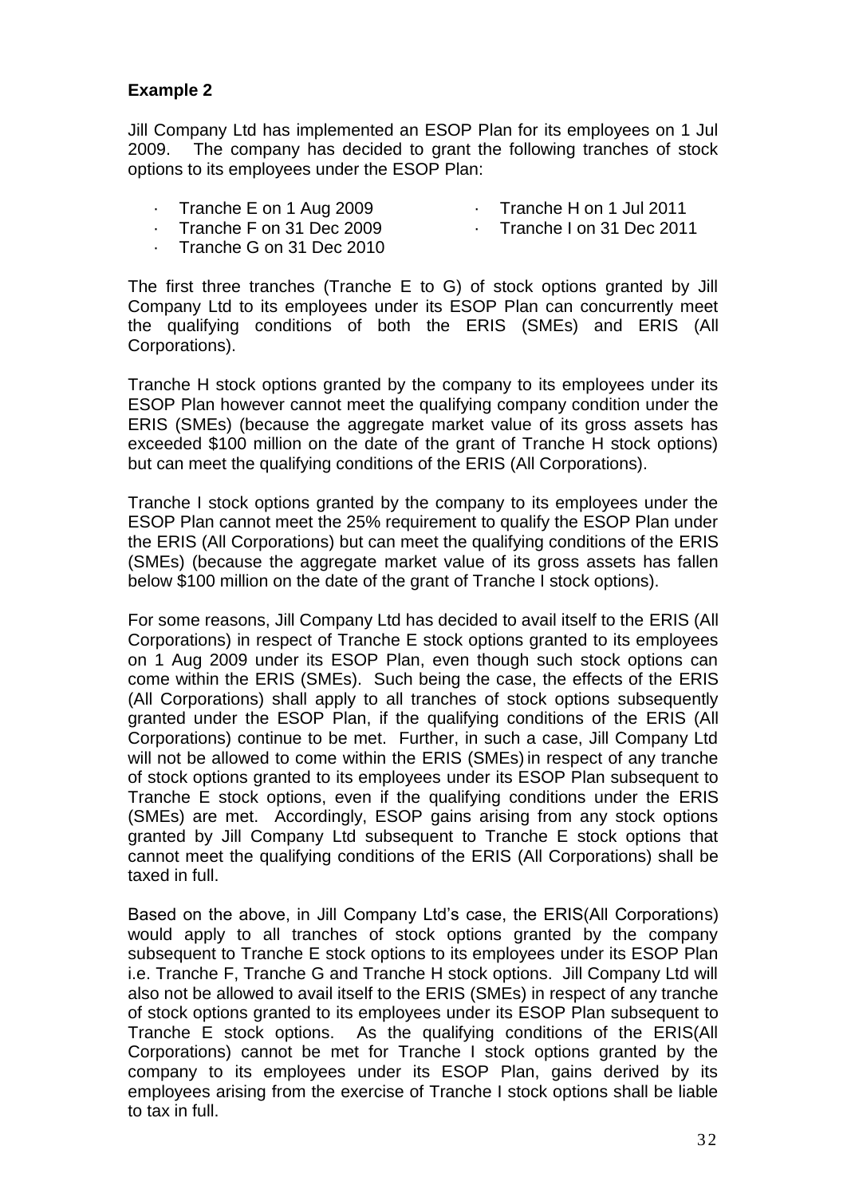**Example 2**

Jill Company Ltd has implemented an ESOP Plan for its employees on 1 Jul 2009. The company has decided to grant the following tranches of stock options to its employees under the ESOP Plan:

- Tranche E on 1 Aug 2009
- Tranche F on 31 Dec 2009
- Tranche G on 31 Dec 2010
- Tranche H on 1 Jul 2011
- Tranche I on 31 Dec 2011

The first three tranches (Tranche E to G) of stock options granted by Jill Company Ltd to its employees under its ESOP Plan can concurrently meet the qualifying conditions of both the ERIS (SMEs) and ERIS (All Corporations).

Tranche H stock options granted by the company to its employees under its ESOP Plan however cannot meet the qualifying company condition under the ERIS (SMEs) (because the aggregate market value of its gross assets has exceeded $100 million on the date of the grant of Tranche H stock options) but can meet the qualifying conditions of the ERIS (All Corporations).

Tranche I stock options granted by the company to its employees under the ESOP Plan cannot meet the 25% requirement to qualify the ESOP Plan under the ERIS (All Corporations) but can meet the qualifying conditions of the ERIS (SMEs) (because the aggregate market value of its gross assets has fallen below $100 million on the date of the grant of Tranche I stock options).

For some reasons, Jill Company Ltd has decided to avail itself to the ERIS (All Corporations) in respect of Tranche E stock options granted to its employees on 1 Aug 2009 under its ESOP Plan, even though such stock options can come within the ERIS (SMEs). Such being the case, the effects of the ERIS (All Corporations) shall apply to all tranches of stock options subsequently granted under the ESOP Plan, if the qualifying conditions of the ERIS (All Corporations) continue to be met. Further, in such a case, Jill Company Ltd will not be allowed to come within the ERIS (SMEs) in respect of any tranche of stock options granted to its employees under its ESOP Plan subsequent to Tranche E stock options, even if the qualifying conditions under the ERIS (SMEs) are met. Accordingly, ESOP gains arising from any stock options granted by Jill Company Ltd subsequent to Tranche E stock options that cannot meet the qualifying conditions of the ERIS (All Corporations) shall be taxed in full.

Based on the above, in Jill Company Ltd's case, the ERIS(All Corporations) would apply to all tranches of stock options granted by the company subsequent to Tranche E stock options to its employees under its ESOP Plan i.e. Tranche F, Tranche G and Tranche H stock options. Jill Company Ltd will also not be allowed to avail itself to the ERIS (SMEs) in respect of any tranche of stock options granted to its employees under its ESOP Plan subsequent to Tranche E stock options. As the qualifying conditions of the ERIS(All Corporations) cannot be met for Tranche I stock options granted by the company to its employees under its ESOP Plan, gains derived by its employees arising from the exercise of Tranche I stock options shall be liable to tax in full.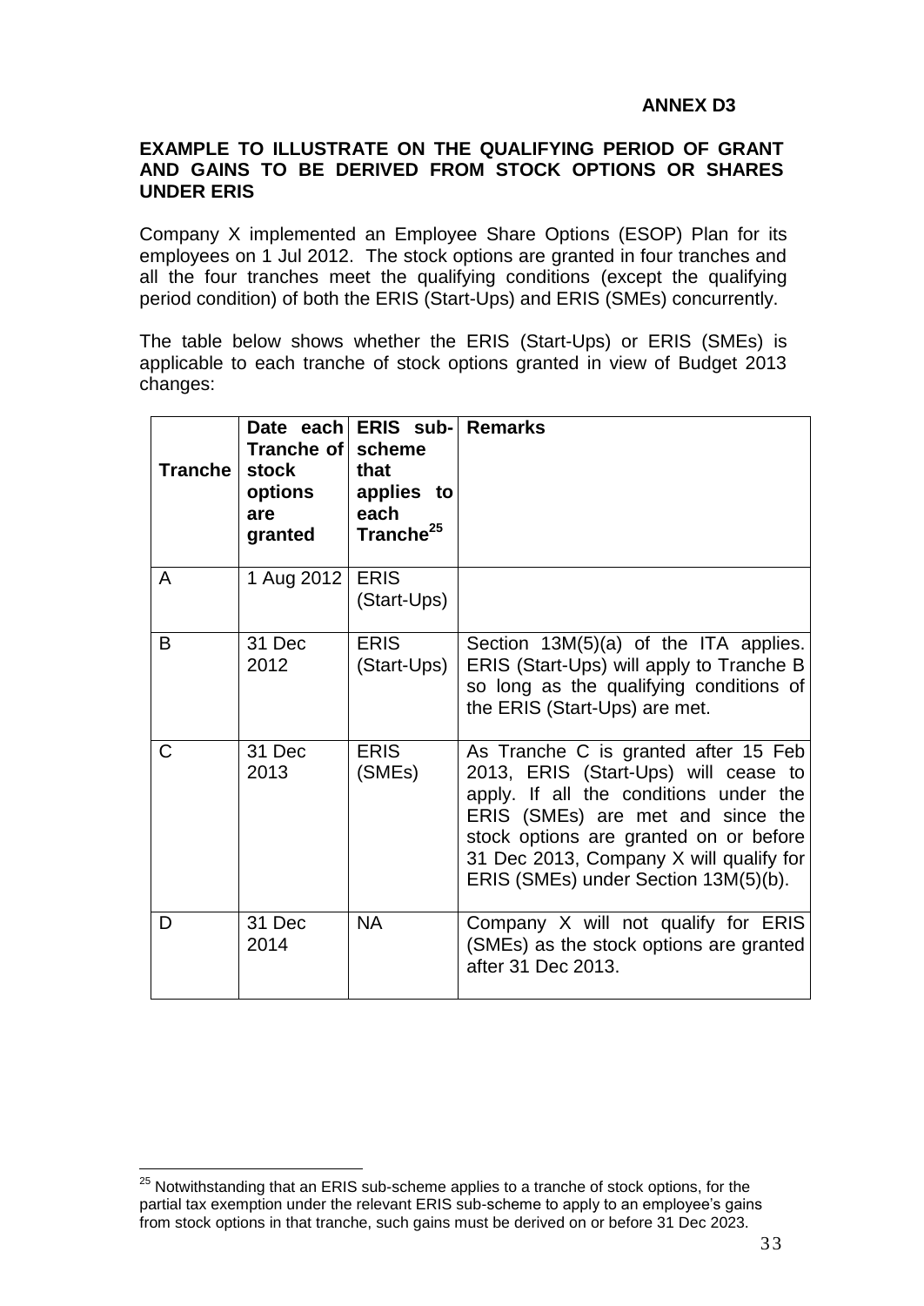**ANNEX D3**

**EXAMPLE TO ILLUSTRATE ON THE QUALIFYING PERIOD OF GRANT AND GAINS TO BE DERIVED FROM STOCK OPTIONS OR SHARES UNDER ERIS**

Company X implemented an Employee Share Options (ESOP) Plan for its employees on 1 Jul 2012. The stock options are granted in four tranches and all the four tranches meet the qualifying conditions (except the qualifying period condition) of both the ERIS (Start-Ups) and ERIS (SMEs) concurrently.

The table below shows whether the ERIS (Start-Ups) or ERIS (SMEs) is applicable to each tranche of stock options granted in view of Budget 2013 changes:

| Tranche | Date each Tranche of stock options are granted | ERIS sub-scheme that applies to each Tranche[25] | Remarks |
|---|---|---|---|
| A | 1 Aug 2012 | ERIS (Start-Ups) | |
| B | 31 Dec 2012 | ERIS (Start-Ups) | Section 13M(5)(a) of the ITA applies. ERIS (Start-Ups) will apply to Tranche B so long as the qualifying conditions of the ERIS (Start-Ups) are met. |
| C | 31 Dec 2013 | ERIS (SMEs) | As Tranche C is granted after 15 Feb 2013, ERIS (Start-Ups) will cease to apply. If all the conditions under the ERIS (SMEs) are met and since the stock options are granted on or before 31 Dec 2013, Company X will qualify for ERIS (SMEs) under Section 13M(5)(b). |
| D | 31 Dec 2014 | NA | Company X will not qualify for ERIS (SMEs) as the stock options are granted after 31 Dec 2013. |

[25] Notwithstanding that an ERIS sub-scheme applies to a tranche of stock options, for the partial tax exemption under the relevant ERIS sub-scheme to apply to an employee's gains from stock options in that tranche, such gains must be derived on or before 31 Dec 2023.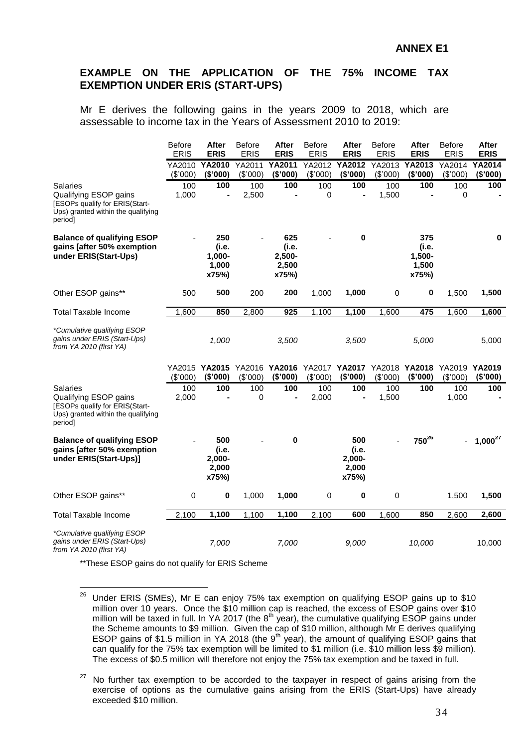**ANNEX E1**

## EXAMPLE ON THE APPLICATION OF THE 75% INCOME TAX EXEMPTION UNDER ERIS (START-UPS)

Mr E derives the following gains in the years 2009 to 2018, which are assessable to income tax in the Years of Assessment 2010 to 2019:

| | Before ERIS | **After ERIS** | Before ERIS | **After ERIS** | Before ERIS | **After ERIS** | Before ERIS | **After ERIS** | Before ERIS | **After ERIS** |
|---|---|---|---|---|---|---|---|---|---|---|
| | YA2010 ($'000) | **YA2010 ($'000)** | YA2011 ($'000) | **YA2011 ($'000)** | YA2012 ($'000) | **YA2012 ($'000)** | YA2013 ($'000) | **YA2013 ($'000)** | YA2014 ($'000) | **YA2014 ($'000)** |
| Salaries | 100 | **100** | 100 | **100** | 100 | **100** | 100 | **100** | 100 | **100** |
| Qualifying ESOP gains [ESOPs qualify for ERIS(Start-Ups) granted within the qualifying period] | 1,000 | **-** | 2,500 | **-** | 0 | **-** | 1,500 | **-** | 0 | **-** |
| **Balance of qualifying ESOP gains [after 50% exemption under ERIS(Start-Ups)** | - | **250 (i.e. 1,000-1,000 x75%)** | - | **625 (i.e. 2,500-2,500 x75%)** | - | **0** | | **375 (i.e. 1,500-1,500 x75%)** | | **0** |
| Other ESOP gains** | 500 | **500** | 200 | **200** | 1,000 | **1,000** | 0 | **0** | 1,500 | **1,500** |
| Total Taxable Income | 1,600 | **850** | 2,800 | **925** | 1,100 | **1,100** | 1,600 | **475** | 1,600 | **1,600** |
| *\*Cumulative qualifying ESOP gains under ERIS (Start-Ups) from YA 2010 (first YA)* | | *1,000* | | *3,500* | | *3,500* | | *5,000* | | 5,000 |

| | YA2015 ($'000) | **YA2015 ($'000)** | YA2016 ($'000) | **YA2016 ($'000)** | YA2017 ($'000) | **YA2017 ($'000)** | YA2018 ($'000) | **YA2018 ($'000)** | YA2019 ($'000) | **YA2019 ($'000)** |
|---|---|---|---|---|---|---|---|---|---|---|
| Salaries | 100 | **100** | 100 | **100** | 100 | **100** | 100 | **100** | 100 | **100** |
| Qualifying ESOP gains [ESOPs qualify for ERIS(Start-Ups) granted within the qualifying period] | 2,000 | **-** | 0 | **-** | 2,000 | **-** | 1,500 | | 1,000 | **-** |
| **Balance of qualifying ESOP gains [after 50% exemption under ERIS(Start-Ups)]** | - | **500 (i.e. 2,000-2,000 x75%)** | - | **0** | | **500 (i.e. 2,000-2,000 x75%)** | - | **750[26]** | - | **1,000[27]** |
| Other ESOP gains** | 0 | **0** | 1,000 | **1,000** | 0 | **0** | 0 | | 1,500 | **1,500** |
| Total Taxable Income | 2,100 | **1,100** | 1,100 | **1,100** | 2,100 | **600** | 1,600 | **850** | 2,600 | **2,600** |
| *\*Cumulative qualifying ESOP gains under ERIS (Start-Ups) from YA 2010 (first YA)* | | *7,000* | | *7,000* | | *9,000* | | *10,000* | | 10,000 |

**These ESOP gains do not qualify for ERIS Scheme

---

[26] Under ERIS (SMEs), Mr E can enjoy 75% tax exemption on qualifying ESOP gains up to $10 million over 10 years. Once the $10 million cap is reached, the excess of ESOP gains over $10 million will be taxed in full. In YA 2017 (the 8th year), the cumulative qualifying ESOP gains under the Scheme amounts to $9 million. Given the cap of $10 million, although Mr E derives qualifying ESOP gains of $1.5 million in YA 2018 (the 9th year), the amount of qualifying ESOP gains that can qualify for the 75% tax exemption will be limited to $1 million (i.e. $10 million less $9 million). The excess of $0.5 million will therefore not enjoy the 75% tax exemption and be taxed in full.

[27] No further tax exemption to be accorded to the taxpayer in respect of gains arising from the exercise of options as the cumulative gains arising from the ERIS (Start-Ups) have already exceeded $10 million.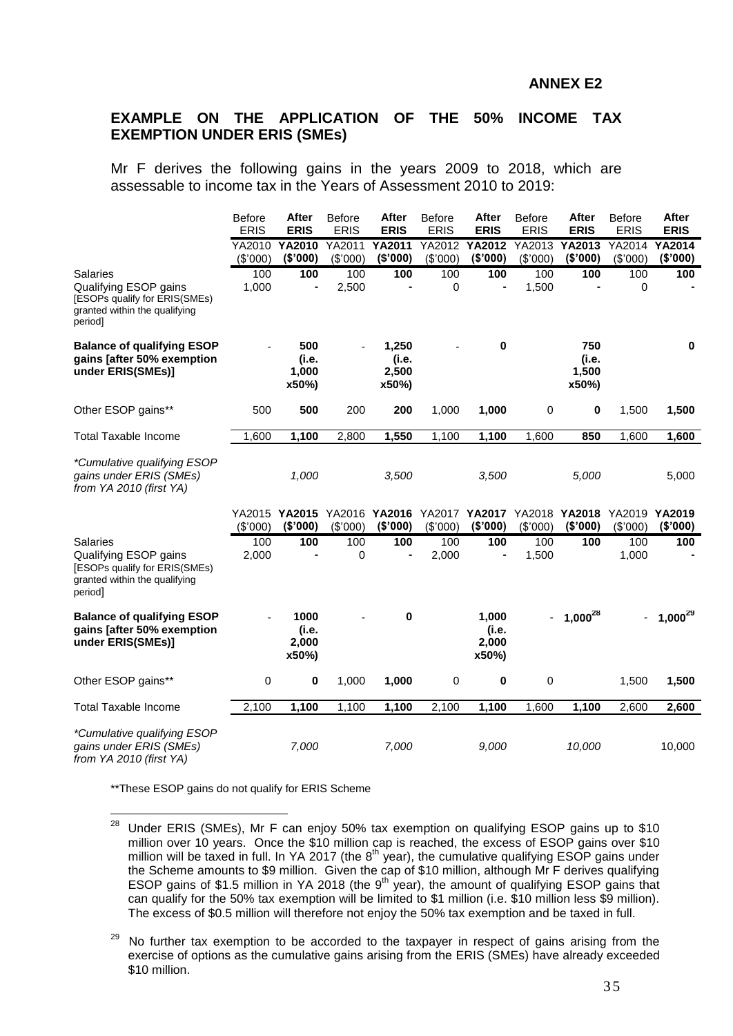**ANNEX E2**

## EXAMPLE ON THE APPLICATION OF THE 50% INCOME TAX EXEMPTION UNDER ERIS (SMEs)

Mr F derives the following gains in the years 2009 to 2018, which are assessable to income tax in the Years of Assessment 2010 to 2019:

| | Before ERIS | **After ERIS** | Before ERIS | **After ERIS** | Before ERIS | **After ERIS** | Before ERIS | **After ERIS** | Before ERIS | **After ERIS** |
|---|---|---|---|---|---|---|---|---|---|---|
| | YA2010 ($'000) | **YA2010 ($'000)** | YA2011 ($'000) | **YA2011 ($'000)** | YA2012 ($'000) | **YA2012 ($'000)** | YA2013 ($'000) | **YA2013 ($'000)** | YA2014 ($'000) | **YA2014 ($'000)** |
| Salaries | 100 | **100** | 100 | **100** | 100 | **100** | 100 | **100** | 100 | **100** |
| Qualifying ESOP gains [ESOPs qualify for ERIS(SMEs) granted within the qualifying period] | 1,000 | **-** | 2,500 | **-** | 0 | **-** | 1,500 | **-** | 0 | **-** |
| **Balance of qualifying ESOP gains [after 50% exemption under ERIS(SMEs)]** | - | **500 (i.e. 1,000 x50%)** | - | **1,250 (i.e. 2,500 x50%)** | - | **0** | | **750 (i.e. 1,500 x50%)** | | **0** |
| Other ESOP gains** | 500 | **500** | 200 | **200** | 1,000 | **1,000** | 0 | **0** | 1,500 | **1,500** |
| Total Taxable Income | 1,600 | **1,100** | 2,800 | **1,550** | 1,100 | **1,100** | 1,600 | **850** | 1,600 | **1,600** |
| *\*Cumulative qualifying ESOP gains under ERIS (SMEs) from YA 2010 (first YA)* | | *1,000* | | *3,500* | | *3,500* | | *5,000* | | 5,000 |
| | YA2015 ($'000) | **YA2015 ($'000)** | YA2016 ($'000) | **YA2016 ($'000)** | YA2017 ($'000) | **YA2017 ($'000)** | YA2018 ($'000) | **YA2018 ($'000)** | YA2019 ($'000) | **YA2019 ($'000)** |
| Salaries | 100 | **100** | 100 | **100** | 100 | **100** | 100 | **100** | 100 | **100** |
| Qualifying ESOP gains [ESOPs qualify for ERIS(SMEs) granted within the qualifying period] | 2,000 | **-** | 0 | **-** | 2,000 | **-** | 1,500 | | 1,000 | **-** |
| **Balance of qualifying ESOP gains [after 50% exemption under ERIS(SMEs)]** | - | **1000 (i.e. 2,000 x50%)** | - | **0** | | **1,000 (i.e. 2,000 x50%)** | - | **1,000[28]** | - | **1,000[29]** |
| Other ESOP gains** | 0 | **0** | 1,000 | **1,000** | 0 | **0** | 0 | | 1,500 | **1,500** |
| Total Taxable Income | 2,100 | **1,100** | 1,100 | **1,100** | 2,100 | **1,100** | 1,600 | **1,100** | 2,600 | **2,600** |
| *\*Cumulative qualifying ESOP gains under ERIS (SMEs) from YA 2010 (first YA)* | | *7,000* | | *7,000* | | *9,000* | | *10,000* | | 10,000 |

**These ESOP gains do not qualify for ERIS Scheme

[28] Under ERIS (SMEs), Mr F can enjoy 50% tax exemption on qualifying ESOP gains up to $10 million over 10 years. Once the $10 million cap is reached, the excess of ESOP gains over $10 million will be taxed in full. In YA 2017 (the 8th year), the cumulative qualifying ESOP gains under the Scheme amounts to $9 million. Given the cap of $10 million, although Mr F derives qualifying ESOP gains of $1.5 million in YA 2018 (the 9th year), the amount of qualifying ESOP gains that can qualify for the 50% tax exemption will be limited to $1 million (i.e. $10 million less $9 million). The excess of $0.5 million will therefore not enjoy the 50% tax exemption and be taxed in full.

[29] No further tax exemption to be accorded to the taxpayer in respect of gains arising from the exercise of options as the cumulative gains arising from the ERIS (SMEs) have already exceeded $10 million.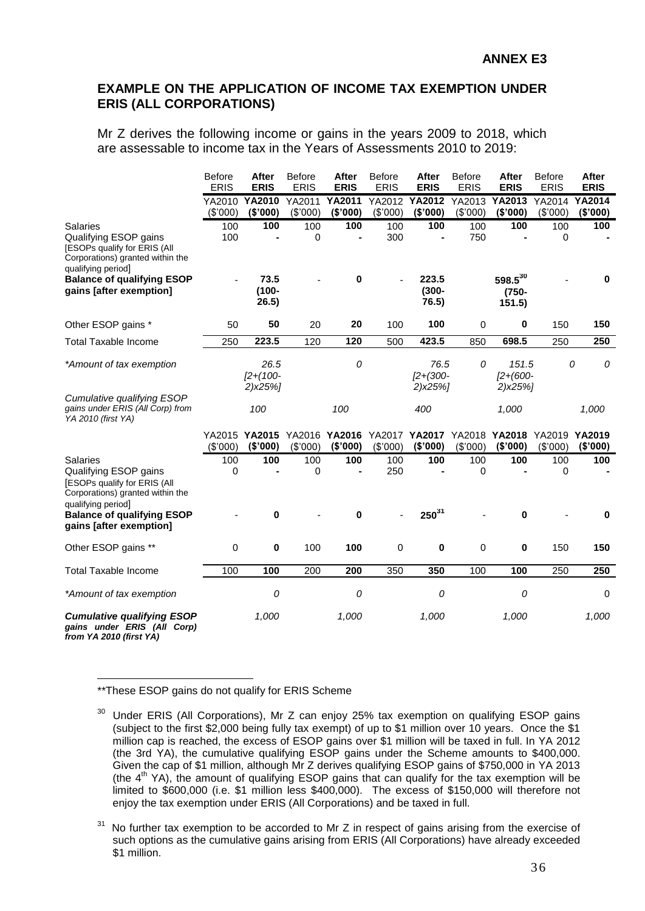**ANNEX E3**

## EXAMPLE ON THE APPLICATION OF INCOME TAX EXEMPTION UNDER ERIS (ALL CORPORATIONS)

Mr Z derives the following income or gains in the years 2009 to 2018, which are assessable to income tax in the Years of Assessments 2010 to 2019:

| | Before ERIS | **After ERIS** | Before ERIS | **After ERIS** | Before ERIS | **After ERIS** | Before ERIS | **After ERIS** | Before ERIS | **After ERIS** |
|---|---|---|---|---|---|---|---|---|---|---|
| | YA2010 ($'000) | **YA2010 ($'000)** | YA2011 ($'000) | **YA2011 ($'000)** | YA2012 ($'000) | **YA2012 ($'000)** | YA2013 ($'000) | **YA2013 ($'000)** | YA2014 ($'000) | **YA2014 ($'000)** |
| Salaries | 100 | **100** | 100 | **100** | 100 | **100** | 100 | **100** | 100 | **100** |
| Qualifying ESOP gains [ESOPs qualify for ERIS (All Corporations) granted within the qualifying period] | 100 | **-** | 0 | **-** | 300 | **-** | 750 | **-** | 0 | **-** |
| **Balance of qualifying ESOP gains [after exemption]** | - | **73.5 (100-26.5)** | - | **0** | - | **223.5 (300-76.5)** | | **598.5[30] (750-151.5)** | - | **0** |
| Other ESOP gains * | 50 | **50** | 20 | **20** | 100 | **100** | 0 | **0** | 150 | **150** |
| Total Taxable Income | 250 | **223.5** | 120 | **120** | 500 | **423.5** | 850 | **698.5** | 250 | **250** |
| *\*Amount of tax exemption* | | *26.5 [2+(100-2)x25%]* | | *0* | | *76.5 [2+(300-2)x25%]* | *0* | *151.5 [2+(600-2)x25%]* | *0* | *0* |
| *Cumulative qualifying ESOP gains under ERIS (All Corp) from YA 2010 (first YA)* | | *100* | | *100* | | *400* | | *1,000* | | *1,000* |

| | YA2015 ($'000) | **YA2015 ($'000)** | YA2016 ($'000) | **YA2016 ($'000)** | YA2017 ($'000) | **YA2017 ($'000)** | YA2018 ($'000) | **YA2018 ($'000)** | YA2019 ($'000) | **YA2019 ($'000)** |
|---|---|---|---|---|---|---|---|---|---|---|
| Salaries | 100 | **100** | 100 | **100** | 100 | **100** | 100 | **100** | 100 | **100** |
| Qualifying ESOP gains [ESOPs qualify for ERIS (All Corporations) granted within the qualifying period] | 0 | **-** | 0 | **-** | 250 | **-** | 0 | **-** | 0 | **-** |
| **Balance of qualifying ESOP gains [after exemption]** | - | **0** | - | **0** | - | **250[31]** | - | **0** | - | **0** |
| Other ESOP gains ** | 0 | **0** | 100 | **100** | 0 | **0** | 0 | **0** | 150 | **150** |
| Total Taxable Income | 100 | **100** | 200 | **200** | 350 | **350** | 100 | **100** | 250 | **250** |
| *\*Amount of tax exemption* | | *0* | | *0* | | *0* | | *0* | | 0 |
| ***Cumulative qualifying ESOP gains under ERIS (All Corp) from YA 2010 (first YA)*** | | *1,000* | | *1,000* | | *1,000* | | *1,000* | | *1,000* |

**These ESOP gains do not qualify for ERIS Scheme

[30] Under ERIS (All Corporations), Mr Z can enjoy 25% tax exemption on qualifying ESOP gains (subject to the first $2,000 being fully tax exempt) of up to $1 million over 10 years. Once the $1 million cap is reached, the excess of ESOP gains over $1 million will be taxed in full. In YA 2012 (the 3rd YA), the cumulative qualifying ESOP gains under the Scheme amounts to $400,000. Given the cap of $1 million, although Mr Z derives qualifying ESOP gains of $750,000 in YA 2013 (the 4th YA), the amount of qualifying ESOP gains that can qualify for the tax exemption will be limited to $600,000 (i.e. $1 million less $400,000). The excess of $150,000 will therefore not enjoy the tax exemption under ERIS (All Corporations) and be taxed in full.

[31] No further tax exemption to be accorded to Mr Z in respect of gains arising from the exercise of such options as the cumulative gains arising from ERIS (All Corporations) have already exceeded $1 million.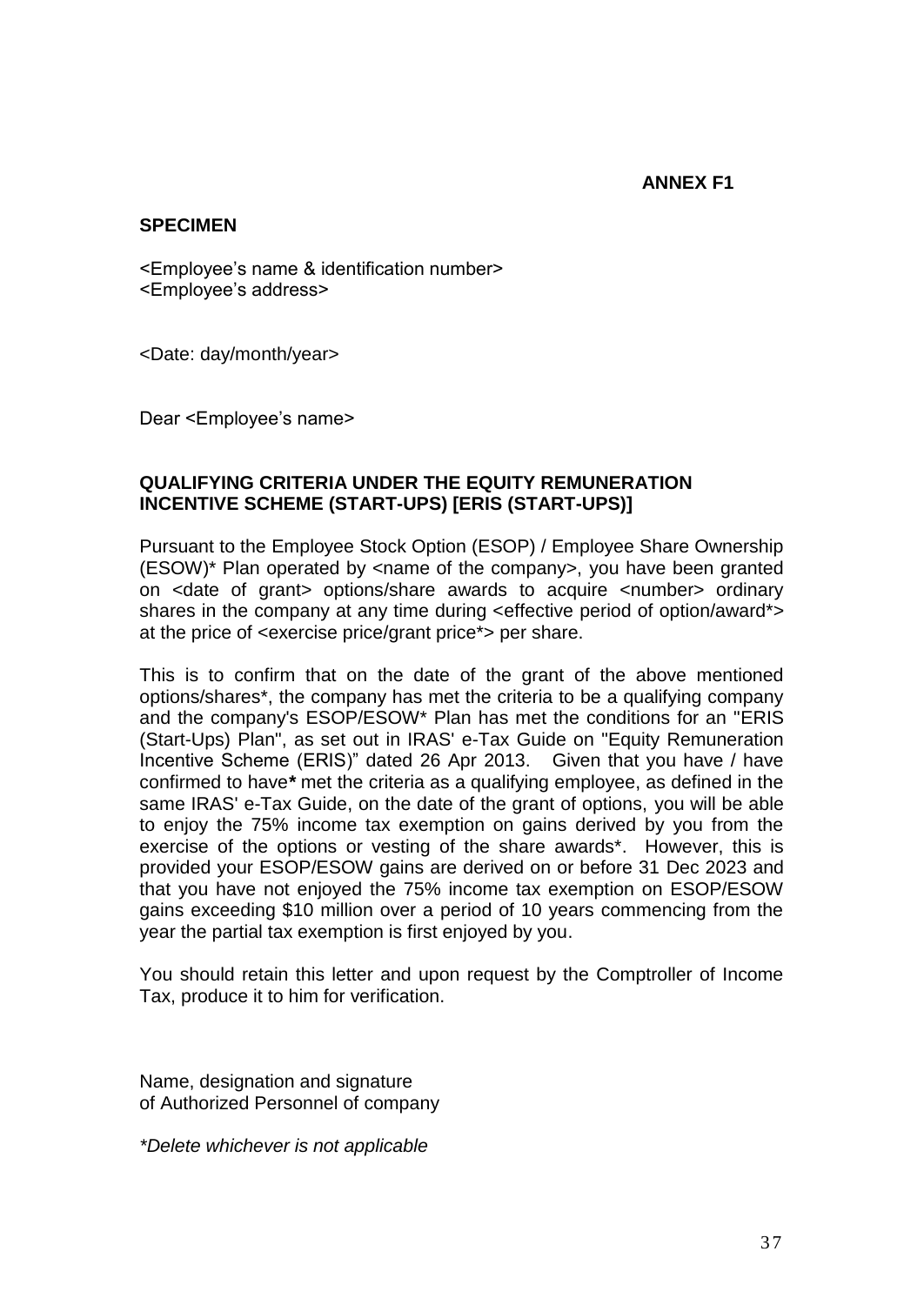**ANNEX F1**

**SPECIMEN**

<Employee's name & identification number>
<Employee's address>

<Date: day/month/year>

Dear <Employee's name>

**QUALIFYING CRITERIA UNDER THE EQUITY REMUNERATION INCENTIVE SCHEME (START-UPS) [ERIS (START-UPS)]**

Pursuant to the Employee Stock Option (ESOP) / Employee Share Ownership (ESOW)* Plan operated by <name of the company>, you have been granted on <date of grant> options/share awards to acquire <number> ordinary shares in the company at any time during <effective period of option/award*> at the price of <exercise price/grant price*> per share.

This is to confirm that on the date of the grant of the above mentioned options/shares*, the company has met the criteria to be a qualifying company and the company's ESOP/ESOW* Plan has met the conditions for an "ERIS (Start-Ups) Plan", as set out in IRAS' e-Tax Guide on "Equity Remuneration Incentive Scheme (ERIS)" dated 26 Apr 2013. Given that you have / have confirmed to have**\*** met the criteria as a qualifying employee, as defined in the same IRAS' e-Tax Guide, on the date of the grant of options, you will be able to enjoy the 75% income tax exemption on gains derived by you from the exercise of the options or vesting of the share awards*. However, this is provided your ESOP/ESOW gains are derived on or before 31 Dec 2023 and that you have not enjoyed the 75% income tax exemption on ESOP/ESOW gains exceeding $10 million over a period of 10 years commencing from the year the partial tax exemption is first enjoyed by you.

You should retain this letter and upon request by the Comptroller of Income Tax, produce it to him for verification.

Name, designation and signature
of Authorized Personnel of company

*\*Delete whichever is not applicable*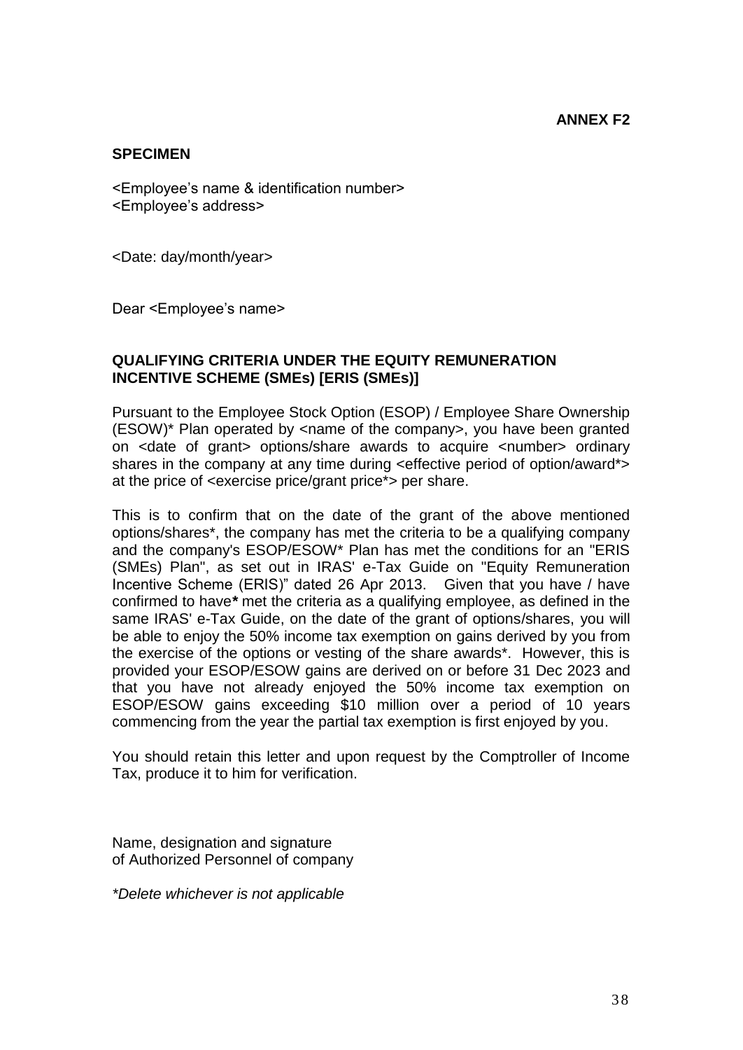**ANNEX F2**

**SPECIMEN**

<Employee's name & identification number>
<Employee's address>

<Date: day/month/year>

Dear <Employee's name>

**QUALIFYING CRITERIA UNDER THE EQUITY REMUNERATION INCENTIVE SCHEME (SMEs) [ERIS (SMEs)]**

Pursuant to the Employee Stock Option (ESOP) / Employee Share Ownership (ESOW)* Plan operated by <name of the company>, you have been granted on <date of grant> options/share awards to acquire <number> ordinary shares in the company at any time during <effective period of option/award*> at the price of <exercise price/grant price*> per share.

This is to confirm that on the date of the grant of the above mentioned options/shares*, the company has met the criteria to be a qualifying company and the company's ESOP/ESOW* Plan has met the conditions for an "ERIS (SMEs) Plan", as set out in IRAS' e-Tax Guide on "Equity Remuneration Incentive Scheme (ERIS)" dated 26 Apr 2013. Given that you have / have confirmed to have**\*** met the criteria as a qualifying employee, as defined in the same IRAS' e-Tax Guide, on the date of the grant of options/shares, you will be able to enjoy the 50% income tax exemption on gains derived by you from the exercise of the options or vesting of the share awards*. However, this is provided your ESOP/ESOW gains are derived on or before 31 Dec 2023 and that you have not already enjoyed the 50% income tax exemption on ESOP/ESOW gains exceeding $10 million over a period of 10 years commencing from the year the partial tax exemption is first enjoyed by you.

You should retain this letter and upon request by the Comptroller of Income Tax, produce it to him for verification.

Name, designation and signature
of Authorized Personnel of company

*\*Delete whichever is not applicable*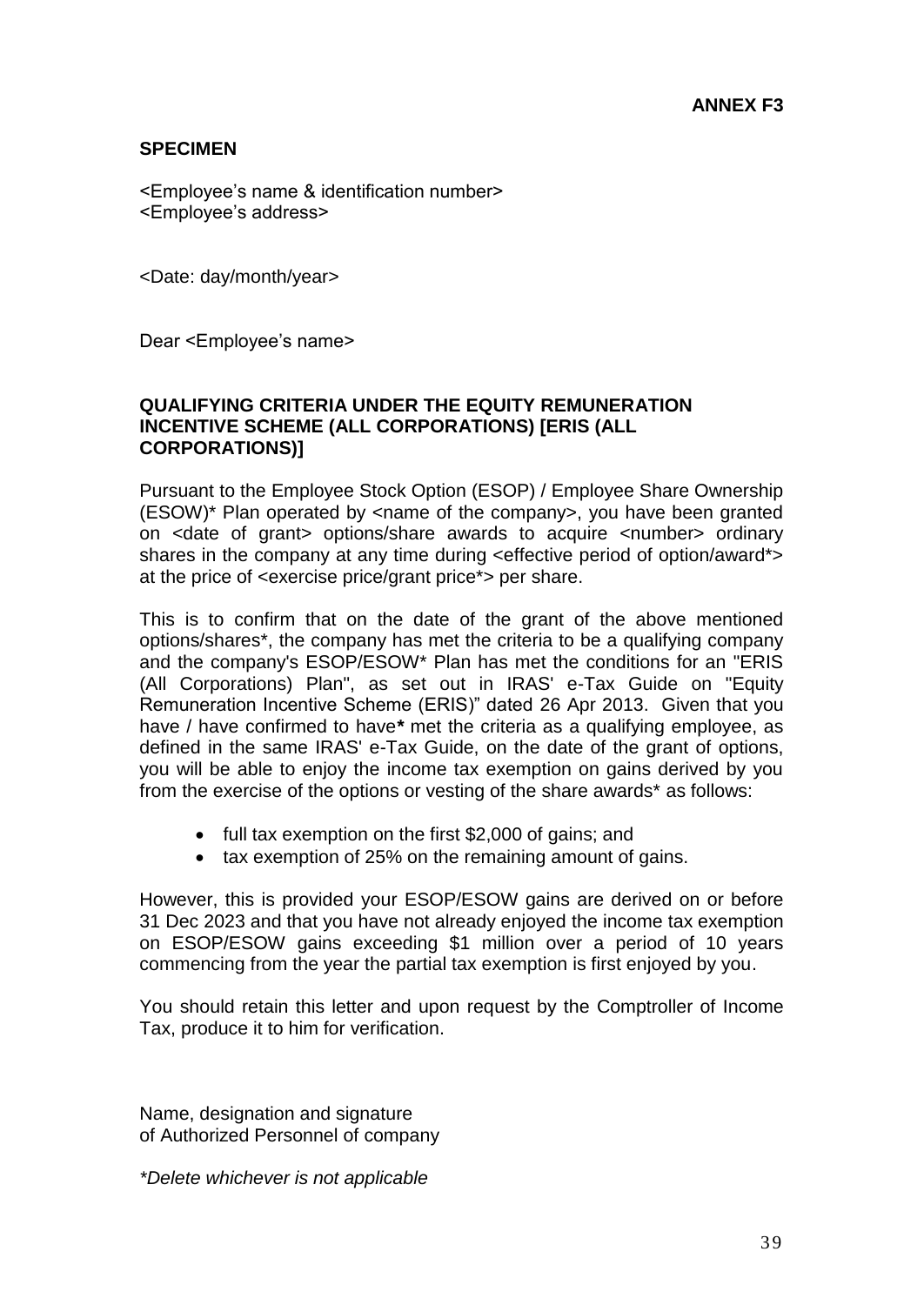**ANNEX F3**

**SPECIMEN**

<Employee's name & identification number>
<Employee's address>

<Date: day/month/year>

Dear <Employee's name>

**QUALIFYING CRITERIA UNDER THE EQUITY REMUNERATION INCENTIVE SCHEME (ALL CORPORATIONS) [ERIS (ALL CORPORATIONS)]**

Pursuant to the Employee Stock Option (ESOP) / Employee Share Ownership (ESOW)* Plan operated by <name of the company>, you have been granted on <date of grant> options/share awards to acquire <number> ordinary shares in the company at any time during <effective period of option/award*> at the price of <exercise price/grant price*> per share.

This is to confirm that on the date of the grant of the above mentioned options/shares*, the company has met the criteria to be a qualifying company and the company's ESOP/ESOW* Plan has met the conditions for an "ERIS (All Corporations) Plan", as set out in IRAS' e-Tax Guide on "Equity Remuneration Incentive Scheme (ERIS)" dated 26 Apr 2013. Given that you have / have confirmed to have**\*** met the criteria as a qualifying employee, as defined in the same IRAS' e-Tax Guide, on the date of the grant of options, you will be able to enjoy the income tax exemption on gains derived by you from the exercise of the options or vesting of the share awards* as follows:

- full tax exemption on the first $2,000 of gains; and
- tax exemption of 25% on the remaining amount of gains.

However, this is provided your ESOP/ESOW gains are derived on or before 31 Dec 2023 and that you have not already enjoyed the income tax exemption on ESOP/ESOW gains exceeding $1 million over a period of 10 years commencing from the year the partial tax exemption is first enjoyed by you.

You should retain this letter and upon request by the Comptroller of Income Tax, produce it to him for verification.

Name, designation and signature
of Authorized Personnel of company

*\*Delete whichever is not applicable*